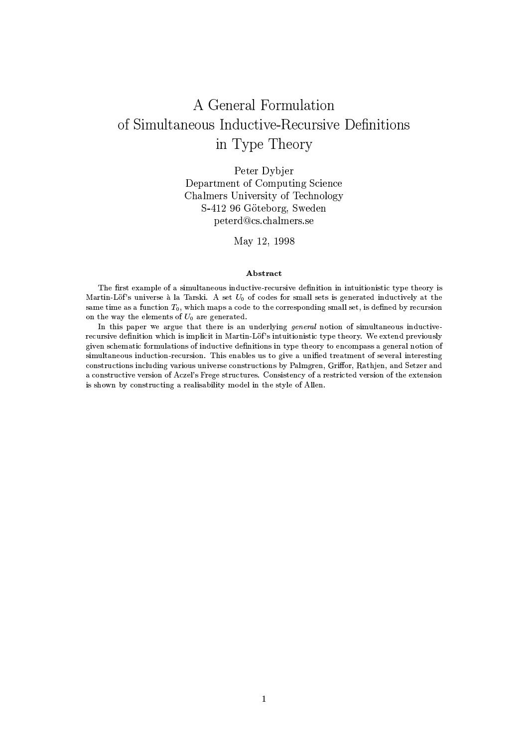# A General Formulation of Simultaneous Inductive-Recursive Definitions in Type Theory

Peter Dybjer  
Department of Computing Science  
Chalmers University of Technology  
S-412 96 Göteborg, Sweden  
peterd@cs.chalmers.se

May 12, 1998

### Abstract

The first example of a simultaneous inductive-recursive definition in intuitionistic type theory is Martin-Löf's universe à la Tarski. A set $U_0$ of codes for small sets is generated inductively at the same time as a function $T_0$, which maps a code to the corresponding small set, is defined by recursion on the way the elements of $U_0$ are generated.

In this paper we argue that there is an underlying *general* notion of simultaneous inductive-recursive definition which is implicit in Martin-Löf's intuitionistic type theory. We extend previously given schematic formulations of inductive definitions in type theory to encompass a general notion of simultaneous induction-recursion. This enables us to give a unified treatment of several interesting constructions including various universe constructions by Palmgren, Griffor, Rathjen, and Setzer and a constructive version of Aczel's Frege structures. Consistency of a restricted version of the extension is shown by constructing a realisability model in the style of Allen.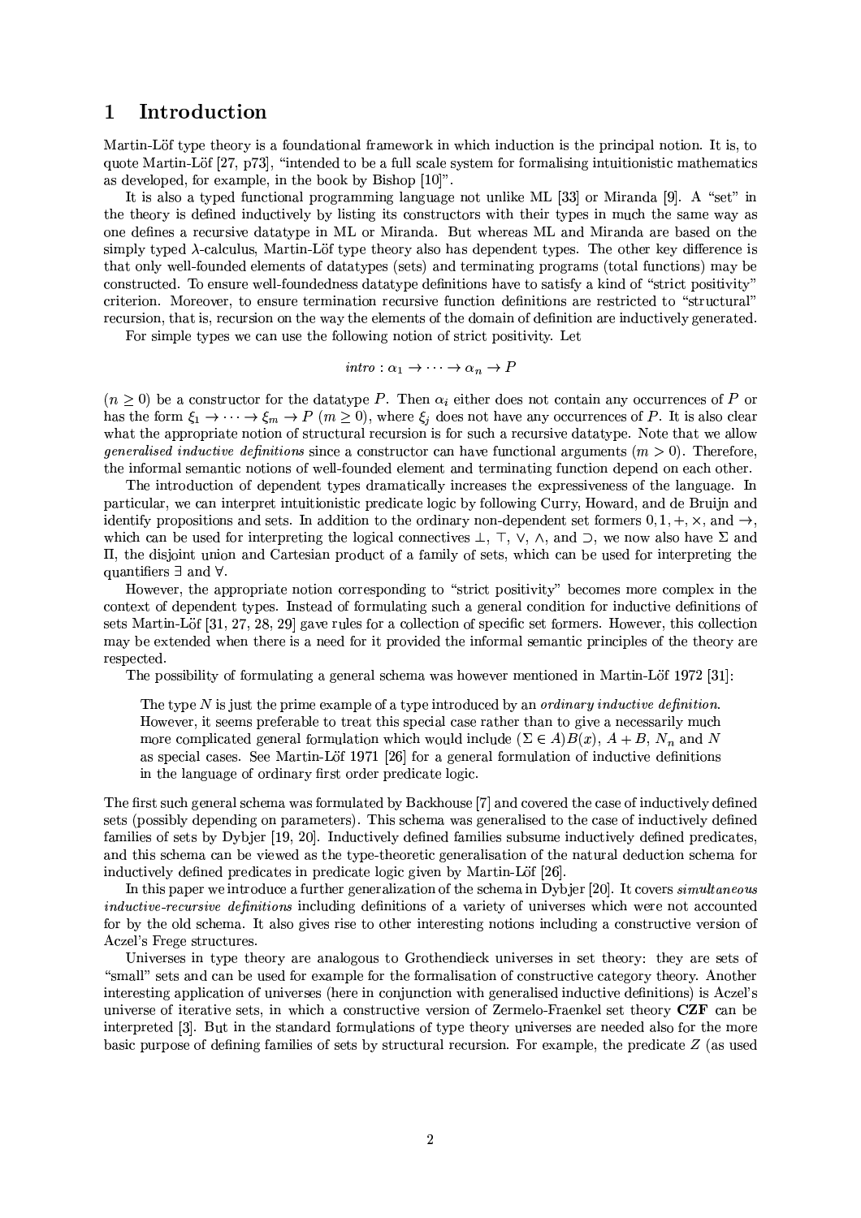# 1 Introduction

Martin-Löf type theory is a foundational framework in which induction is the principal notion. It is, to quote Martin-Löf [27, p73], "intended to be a full scale system for formalising intuitionistic mathematics as developed, for example, in the book by Bishop [10]".

It is also a typed functional programming language not unlike ML [33] or Miranda [9]. A "set" in the theory is defined inductively by listing its constructors with their types in much the same way as one defines a recursive datatype in ML or Miranda. But whereas ML and Miranda are based on the simply typed $\lambda$-calculus, Martin-Löf type theory also has dependent types. The other key difference is that only well-founded elements of datatypes (sets) and terminating programs (total functions) may be constructed. To ensure well-foundedness datatype definitions have to satisfy a kind of "strict positivity" criterion. Moreover, to ensure termination recursive function definitions are restricted to "structural" recursion, that is, recursion on the way the elements of the domain of definition are inductively generated.

For simple types we can use the following notion of strict positivity. Let

$$intro : \alpha_1 \to \cdots \to \alpha_n \to P$$

($n \geq 0$) be a constructor for the datatype $P$. Then $\alpha_i$ either does not contain any occurrences of $P$ or has the form $\xi_1 \to \cdots \to \xi_m \to P$ ($m \geq 0$), where $\xi_j$ does not have any occurrences of $P$. It is also clear what the appropriate notion of structural recursion is for such a recursive datatype. Note that we allow *generalised inductive definitions* since a constructor can have functional arguments ($m > 0$). Therefore, the informal semantic notions of well-founded element and terminating function depend on each other.

The introduction of dependent types dramatically increases the expressiveness of the language. In particular, we can interpret intuitionistic predicate logic by following Curry, Howard, and de Bruijn and identify propositions and sets. In addition to the ordinary non-dependent set formers $0, 1, +, \times$, and $\to$, which can be used for interpreting the logical connectives $\bot$, $\top$, $\vee$, $\wedge$, and $\supset$, we now also have $\Sigma$ and $\Pi$, the disjoint union and Cartesian product of a family of sets, which can be used for interpreting the quantifiers $\exists$ and $\forall$.

However, the appropriate notion corresponding to "strict positivity" becomes more complex in the context of dependent types. Instead of formulating such a general condition for inductive definitions of sets Martin-Löf [31, 27, 28, 29] gave rules for a collection of specific set formers. However, this collection may be extended when there is a need for it provided the informal semantic principles of the theory are respected.

The possibility of formulating a general schema was however mentioned in Martin-Löf 1972 [31]:

> The type $N$ is just the prime example of a type introduced by an *ordinary inductive definition*. However, it seems preferable to treat this special case rather than to give a necessarily much more complicated general formulation which would include $(\Sigma \in A)B(x)$, $A + B$, $N_n$ and $N$ as special cases. See Martin-Löf 1971 [26] for a general formulation of inductive definitions in the language of ordinary first order predicate logic.

The first such general schema was formulated by Backhouse [7] and covered the case of inductively defined sets (possibly depending on parameters). This schema was generalised to the case of inductively defined families of sets by Dybjer [19, 20]. Inductively defined families subsume inductively defined predicates, and this schema can be viewed as the type-theoretic generalisation of the natural deduction schema for inductively defined predicates in predicate logic given by Martin-Löf [26].

In this paper we introduce a further generalization of the schema in Dybjer [20]. It covers *simultaneous inductive-recursive definitions* including definitions of a variety of universes which were not accounted for by the old schema. It also gives rise to other interesting notions including a constructive version of Aczel's Frege structures.

Universes in type theory are analogous to Grothendieck universes in set theory: they are sets of "small" sets and can be used for example for the formalisation of constructive category theory. Another interesting application of universes (here in conjunction with generalised inductive definitions) is Aczel's universe of iterative sets, in which a constructive version of Zermelo-Fraenkel set theory **CZF** can be interpreted [3]. But in the standard formulations of type theory universes are needed also for the more basic purpose of defining families of sets by structural recursion. For example, the predicate $Z$ (as used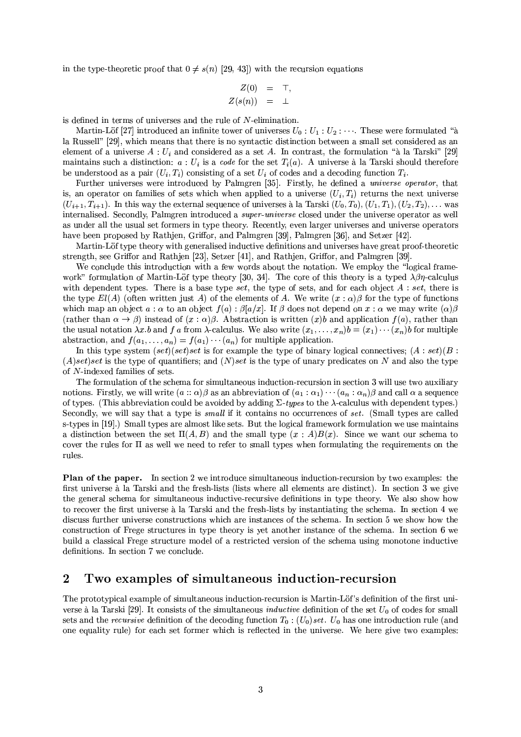in the type-theoretic proof that $0 \neq s(n)$ [29, 43]) with the recursion equations

$$\begin{aligned} Z(0) &= \top, \\ Z(s(n)) &= \bot \end{aligned}$$

is defined in terms of universes and the rule of $N$-elimination.

Martin-Löf [27] introduced an infinite tower of universes $U_0 : U_1 : U_2 : \cdots$. These were formulated "à la Russell" [29], which means that there is no syntactic distinction between a small set considered as an element of a universe $A : U_i$ and considered as a set $A$. In contrast, the formulation "à la Tarski" [29] maintains such a distinction: $a : U_i$ is a *code* for the set $T_i(a)$. A universe à la Tarski should therefore be understood as a pair $(U_i, T_i)$ consisting of a set $U_i$ of codes and a decoding function $T_i$.

Further universes were introduced by Palmgren [35]. Firstly, he defined a *universe operator*, that is, an operator on families of sets which when applied to a universe $(U_i, T_i)$ returns the next universe $(U_{i+1}, T_{i+1})$. In this way the external sequence of universes à la Tarski $(U_0, T_0), (U_1, T_1), (U_2, T_2), \ldots$ was internalised. Secondly, Palmgren introduced a *super-universe* closed under the universe operator as well as under all the usual set formers in type theory. Recently, even larger universes and universe operators have been proposed by Rathjen, Griffor, and Palmgren [39], Palmgren [36], and Setzer [42].

Martin-Löf type theory with generalised inductive definitions and universes have great proof-theoretic strength, see Griffor and Rathjen [23], Setzer [41], and Rathjen, Griffor, and Palmgren [39].

We conclude this introduction with a few words about the notation. We employ the "logical framework" formulation of Martin-Löf type theory [30, 34]. The core of this theory is a typed $\lambda\beta\eta$-calculus with dependent types. There is a base type *set*, the type of sets, and for each object $A : set$, there is the type $El(A)$ (often written just $A$) of the elements of $A$. We write $(x : \alpha)\beta$ for the type of functions which map an object $a : \alpha$ to an object $f(a) : \beta[a/x]$. If $\beta$ does not depend on $x : \alpha$ we may write $(\alpha)\beta$ (rather than $\alpha \to \beta$) instead of $(x : \alpha)\beta$. Abstraction is written $(x)b$ and application $f(a)$, rather than the usual notation $\lambda x.b$ and $f\ a$ from $\lambda$-calculus. We also write $(x_1, \ldots, x_n)b = (x_1) \cdots (x_n)b$ for multiple abstraction, and $f(a_1, \ldots, a_n) = f(a_1) \cdots (a_n)$ for multiple application.

In this type system $(set)(set)set$ is for example the type of binary logical connectives; $(A : set)(B : (A)set)set$ is the type of quantifiers; and $(N)set$ is the type of unary predicates on $N$ and also the type of $N$-indexed families of sets.

The formulation of the schema for simultaneous induction-recursion in section 3 will use two auxiliary notions. Firstly, we will write $(a :: \alpha)\beta$ as an abbreviation of $(a_1 : \alpha_1) \cdots (a_n : \alpha_n)\beta$ and call $\alpha$ a sequence of types. (This abbreviation could be avoided by adding $\Sigma$-*types* to the $\lambda$-calculus with dependent types.) Secondly, we will say that a type is *small* if it contains no occurrences of *set*. (Small types are called s-types in [19].) Small types are almost like sets. But the logical framework formulation we use maintains a distinction between the set $\Pi(A, B)$ and the small type $(x : A)B(x)$. Since we want our schema to cover the rules for $\Pi$ as well we need to refer to small types when formulating the requirements on the rules.

**Plan of the paper.** In section 2 we introduce simultaneous induction-recursion by two examples: the first universe à la Tarski and the fresh-lists (lists where all elements are distinct). In section 3 we give the general schema for simultaneous inductive-recursive definitions in type theory. We also show how to recover the first universe à la Tarski and the fresh-lists by instantiating the schema. In section 4 we discuss further universe constructions which are instances of the schema. In section 5 we show how the construction of Frege structures in type theory is yet another instance of the schema. In section 6 we build a classical Frege structure model of a restricted version of the schema using monotone inductive definitions. In section 7 we conclude.

## 2 Two examples of simultaneous induction-recursion

The prototypical example of simultaneous induction-recursion is Martin-Löf's definition of the first universe à la Tarski [29]. It consists of the simultaneous *inductive* definition of the set $U_0$ of codes for small sets and the *recursive* definition of the decoding function $T_0 : (U_0)set$. $U_0$ has one introduction rule (and one equality rule) for each set former which is reflected in the universe. We here give two examples: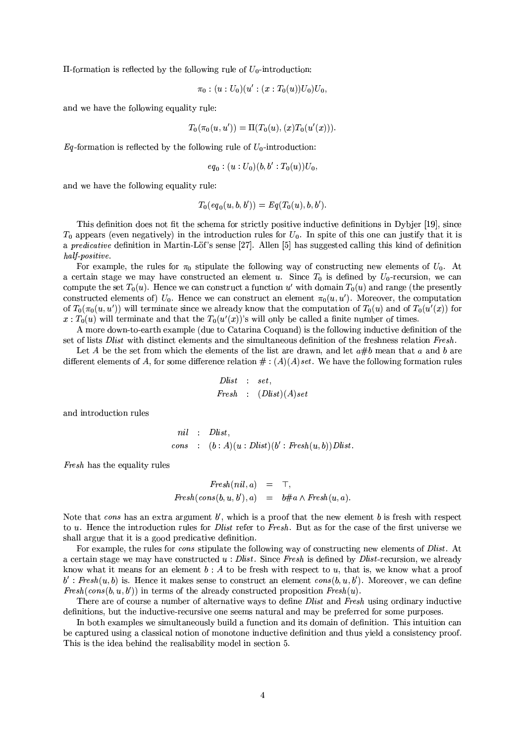Π-formation is reflected by the following rule of $U_0$-introduction:

$$\pi_0 : (u : U_0)(u' : (x : T_0(u))U_0)U_0,$$

and we have the following equality rule:

$$T_0(\pi_0(u, u')) = \Pi(T_0(u), (x)T_0(u'(x))).$$

*Eq*-formation is reflected by the following rule of $U_0$-introduction:

$$eq_0 : (u : U_0)(b, b' : T_0(u))U_0,$$

and we have the following equality rule:

$$T_0(eq_0(u, b, b')) = Eq(T_0(u), b, b').$$

This definition does not fit the schema for strictly positive inductive definitions in Dybjer [19], since $T_0$ appears (even negatively) in the introduction rules for $U_0$. In spite of this one can justify that it is a *predicative* definition in Martin-Löf's sense [27]. Allen [5] has suggested calling this kind of definition *half-positive*.

For example, the rules for $\pi_0$ stipulate the following way of constructing new elements of $U_0$. At a certain stage we may have constructed an element $u$. Since $T_0$ is defined by $U_0$-recursion, we can compute the set $T_0(u)$. Hence we can construct a function $u'$ with domain $T_0(u)$ and range (the presently constructed elements of) $U_0$. Hence we can construct an element $\pi_0(u, u')$. Moreover, the computation of $T_0(\pi_0(u, u'))$ will terminate since we already know that the computation of $T_0(u)$ and of $T_0(u'(x))$ for $x : T_0(u)$ will terminate and that the $T_0(u'(x))$'s will only be called a finite number of times.

A more down-to-earth example (due to Catarina Coquand) is the following inductive definition of the set of lists *Dlist* with distinct elements and the simultaneous definition of the freshness relation *Fresh*.

Let $A$ be the set from which the elements of the list are drawn, and let $a\#b$ mean that $a$ and $b$ are different elements of $A$, for some difference relation $\# : (A)(A)set$. We have the following formation rules

$$\begin{aligned} Dlist &: set, \\ Fresh &: (Dlist)(A)set \end{aligned}$$

and introduction rules

$$\begin{aligned} nil &: Dlist, \\ cons &: (b : A)(u : Dlist)(b' : Fresh(u, b))Dlist. \end{aligned}$$

*Fresh* has the equality rules

$$\begin{aligned} Fresh(nil, a) &= \top, \\ Fresh(cons(b, u, b'), a) &= b\#a \wedge Fresh(u, a). \end{aligned}$$

Note that *cons* has an extra argument $b'$, which is a proof that the new element $b$ is fresh with respect to $u$. Hence the introduction rules for *Dlist* refer to *Fresh*. But as for the case of the first universe we shall argue that it is a good predicative definition.

For example, the rules for *cons* stipulate the following way of constructing new elements of *Dlist*. At a certain stage we may have constructed $u : Dlist$. Since *Fresh* is defined by *Dlist*-recursion, we already know what it means for an element $b : A$ to be fresh with respect to $u$, that is, we know what a proof $b' : Fresh(u, b)$ is. Hence it makes sense to construct an element $cons(b, u, b')$. Moreover, we can define $Fresh(cons(b, u, b'))$ in terms of the already constructed proposition $Fresh(u)$.

There are of course a number of alternative ways to define *Dlist* and *Fresh* using ordinary inductive definitions, but the inductive-recursive one seems natural and may be preferred for some purposes.

In both examples we simultaneously build a function and its domain of definition. This intuition can be captured using a classical notion of monotone inductive definition and thus yield a consistency proof. This is the idea behind the realisability model in section 5.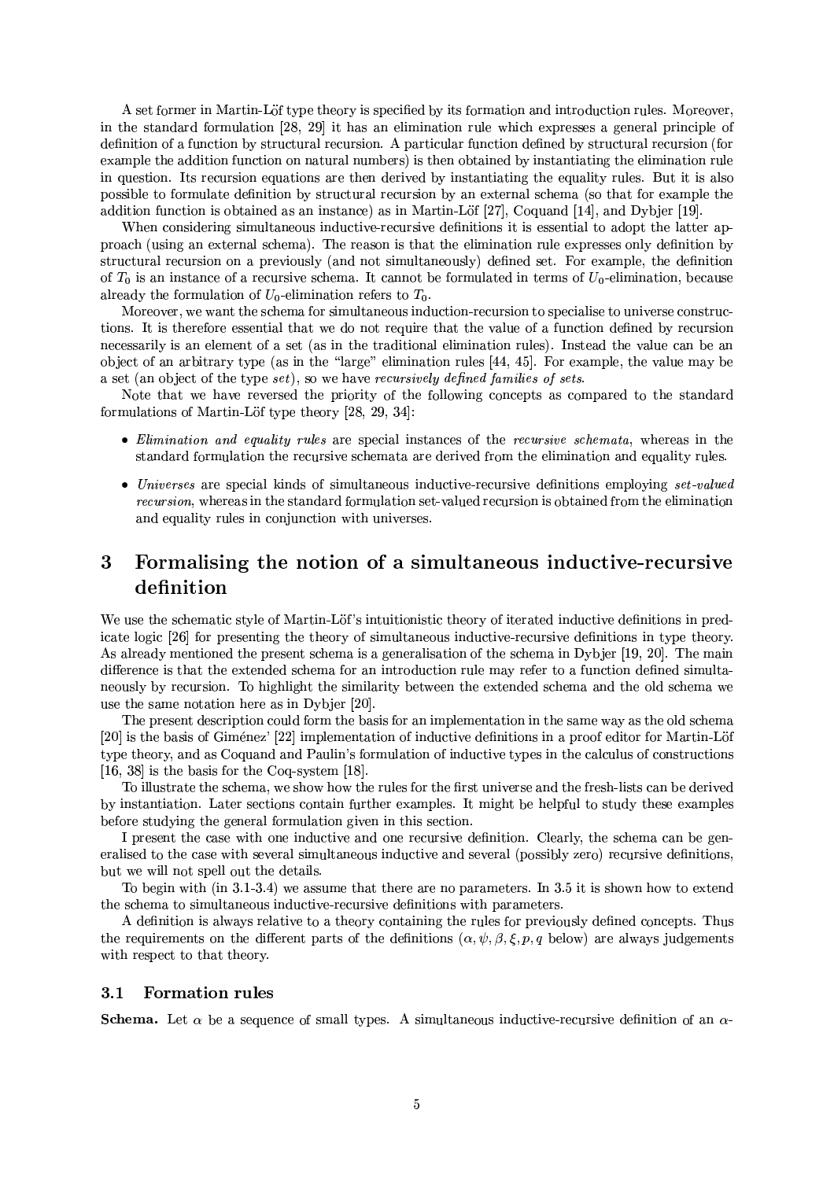A set former in Martin-Löf type theory is specified by its formation and introduction rules. Moreover, in the standard formulation [28, 29] it has an elimination rule which expresses a general principle of definition of a function by structural recursion. A particular function defined by structural recursion (for example the addition function on natural numbers) is then obtained by instantiating the elimination rule in question. Its recursion equations are then derived by instantiating the equality rules. But it is also possible to formulate definition by structural recursion by an external schema (so that for example the addition function is obtained as an instance) as in Martin-Löf [27], Coquand [14], and Dybjer [19].

When considering simultaneous inductive-recursive definitions it is essential to adopt the latter approach (using an external schema). The reason is that the elimination rule expresses only definition by structural recursion on a previously (and not simultaneously) defined set. For example, the definition of $T_0$ is an instance of a recursive schema. It cannot be formulated in terms of $U_0$-elimination, because already the formulation of $U_0$-elimination refers to $T_0$.

Moreover, we want the schema for simultaneous induction-recursion to specialise to universe constructions. It is therefore essential that we do not require that the value of a function defined by recursion necessarily is an element of a set (as in the traditional elimination rules). Instead the value can be an object of an arbitrary type (as in the "large" elimination rules [44, 45]. For example, the value may be a set (an object of the type *set*), so we have *recursively defined families of sets*.

Note that we have reversed the priority of the following concepts as compared to the standard formulations of Martin-Löf type theory [28, 29, 34]:

- *Elimination and equality rules* are special instances of the *recursive schemata*, whereas in the standard formulation the recursive schemata are derived from the elimination and equality rules.
- *Universes* are special kinds of simultaneous inductive-recursive definitions employing *set-valued recursion*, whereas in the standard formulation set-valued recursion is obtained from the elimination and equality rules in conjunction with universes.

# 3 Formalising the notion of a simultaneous inductive-recursive definition

We use the schematic style of Martin-Löf's intuitionistic theory of iterated inductive definitions in predicate logic [26] for presenting the theory of simultaneous inductive-recursive definitions in type theory. As already mentioned the present schema is a generalisation of the schema in Dybjer [19, 20]. The main difference is that the extended schema for an introduction rule may refer to a function defined simultaneously by recursion. To highlight the similarity between the extended schema and the old schema we use the same notation here as in Dybjer [20].

The present description could form the basis for an implementation in the same way as the old schema [20] is the basis of Giménez' [22] implementation of inductive definitions in a proof editor for Martin-Löf type theory, and as Coquand and Paulin's formulation of inductive types in the calculus of constructions [16, 38] is the basis for the Coq-system [18].

To illustrate the schema, we show how the rules for the first universe and the fresh-lists can be derived by instantiation. Later sections contain further examples. It might be helpful to study these examples before studying the general formulation given in this section.

I present the case with one inductive and one recursive definition. Clearly, the schema can be generalised to the case with several simultaneous inductive and several (possibly zero) recursive definitions, but we will not spell out the details.

To begin with (in 3.1-3.4) we assume that there are no parameters. In 3.5 it is shown how to extend the schema to simultaneous inductive-recursive definitions with parameters.

A definition is always relative to a theory containing the rules for previously defined concepts. Thus the requirements on the different parts of the definitions ($\alpha, \psi, \beta, \xi, p, q$ below) are always judgements with respect to that theory.

## 3.1 Formation rules

**Schema.** Let $\alpha$ be a sequence of small types. A simultaneous inductive-recursive definition of an $\alpha$-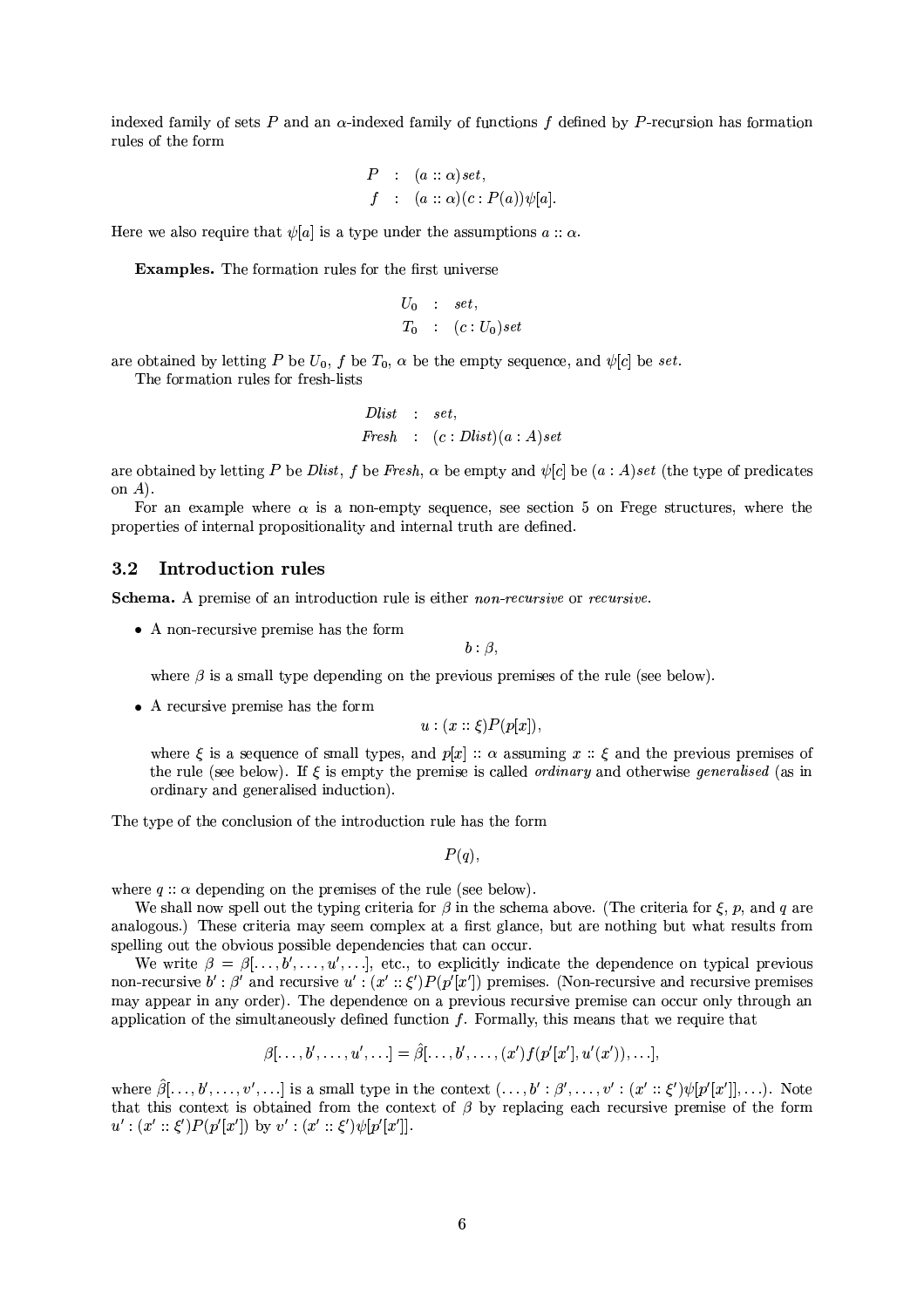indexed family of sets $P$ and an $\alpha$-indexed family of functions $f$ defined by $P$-recursion has formation rules of the form

$$\begin{array}{rcl} P & : & (a :: \alpha)\mathit{set}, \\ f & : & (a :: \alpha)(c : P(a))\psi[a]. \end{array}$$

Here we also require that $\psi[a]$ is a type under the assumptions $a :: \alpha$.

**Examples.** The formation rules for the first universe

$$\begin{array}{rcl} U_0 & : & \mathit{set}, \\ T_0 & : & (c : U_0)\mathit{set} \end{array}$$

are obtained by letting $P$ be $U_0$, $f$ be $T_0$, $\alpha$ be the empty sequence, and $\psi[c]$ be $\mathit{set}$.

The formation rules for fresh-lists

$$\begin{array}{rcl} \mathit{Dlist} & : & \mathit{set}, \\ \mathit{Fresh} & : & (c : \mathit{Dlist})(a : A)\mathit{set} \end{array}$$

are obtained by letting $P$ be $\mathit{Dlist}$, $f$ be $\mathit{Fresh}$, $\alpha$ be empty and $\psi[c]$ be $(a : A)\mathit{set}$ (the type of predicates on $A$).

For an example where $\alpha$ is a non-empty sequence, see section 5 on Frege structures, where the properties of internal propositionality and internal truth are defined.

### 3.2 Introduction rules

**Schema.** A premise of an introduction rule is either *non-recursive* or *recursive*.

- A non-recursive premise has the form
$$b : \beta,$$
where $\beta$ is a small type depending on the previous premises of the rule (see below).
- A recursive premise has the form
$$u : (x :: \xi)P(p[x]),$$
where $\xi$ is a sequence of small types, and $p[x] :: \alpha$ assuming $x :: \xi$ and the previous premises of the rule (see below). If $\xi$ is empty the premise is called *ordinary* and otherwise *generalised* (as in ordinary and generalised induction).

The type of the conclusion of the introduction rule has the form

$$P(q),$$

where $q :: \alpha$ depending on the premises of the rule (see below).

We shall now spell out the typing criteria for $\beta$ in the schema above. (The criteria for $\xi$, $p$, and $q$ are analogous.) These criteria may seem complex at a first glance, but are nothing but what results from spelling out the obvious possible dependencies that can occur.

We write $\beta = \beta[\ldots, b', \ldots, u', \ldots]$, etc., to explicitly indicate the dependence on typical previous non-recursive $b' : \beta'$ and recursive $u' : (x' :: \xi')P(p'[x'])$ premises. (Non-recursive and recursive premises may appear in any order). The dependence on a previous recursive premise can occur only through an application of the simultaneously defined function $f$. Formally, this means that we require that

$$\beta[\ldots, b', \ldots, u', \ldots] = \hat{\beta}[\ldots, b', \ldots, (x')f(p'[x'], u'(x')), \ldots],$$

where $\hat{\beta}[\ldots, b', \ldots, v', \ldots]$ is a small type in the context $(\ldots, b' : \beta', \ldots, v' : (x' :: \xi')\psi[p'[x']], \ldots)$. Note that this context is obtained from the context of $\beta$ by replacing each recursive premise of the form $u' : (x' :: \xi')P(p'[x'])$ by $v' : (x' :: \xi')\psi[p'[x']]$.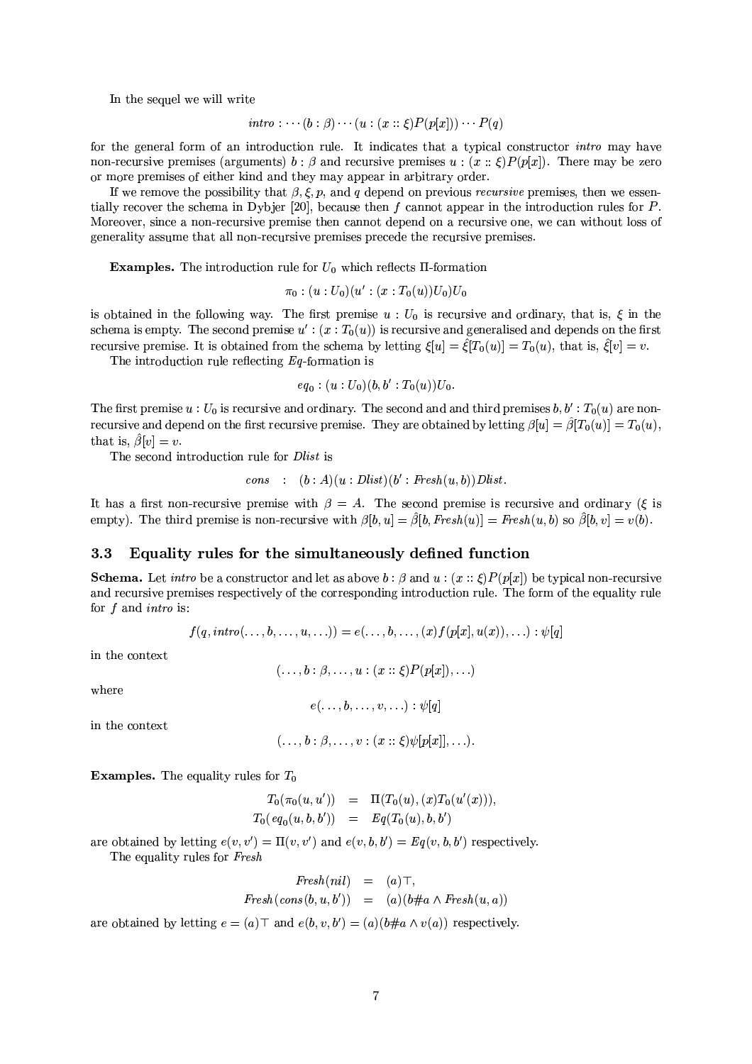In the sequel we will write

$$intro : \cdots (b : \beta) \cdots (u : (x :: \xi)P(p[x])) \cdots P(q)$$

for the general form of an introduction rule. It indicates that a typical constructor *intro* may have non-recursive premises (arguments) $b : \beta$ and recursive premises $u : (x :: \xi)P(p[x])$. There may be zero or more premises of either kind and they may appear in arbitrary order.

If we remove the possibility that $\beta, \xi, p$, and $q$ depend on previous *recursive* premises, then we essentially recover the schema in Dybjer [20], because then $f$ cannot appear in the introduction rules for $P$. Moreover, since a non-recursive premise then cannot depend on a recursive one, we can without loss of generality assume that all non-recursive premises precede the recursive premises.

**Examples.** The introduction rule for $U_0$ which reflects $\Pi$-formation

$$\pi_0 : (u : U_0)(u' : (x : T_0(u))U_0)U_0$$

is obtained in the following way. The first premise $u : U_0$ is recursive and ordinary, that is, $\xi$ in the schema is empty. The second premise $u' : (x : T_0(u))$ is recursive and generalised and depends on the first recursive premise. It is obtained from the schema by letting $\xi[u] = \hat{\xi}[T_0(u)] = T_0(u)$, that is, $\hat{\xi}[v] = v$.

The introduction rule reflecting *Eq*-formation is

$$eq_0 : (u : U_0)(b, b' : T_0(u))U_0.$$

The first premise $u : U_0$ is recursive and ordinary. The second and and third premises $b, b' : T_0(u)$ are non-recursive and depend on the first recursive premise. They are obtained by letting $\beta[u] = \hat{\beta}[T_0(u)] = T_0(u)$, that is, $\hat{\beta}[v] = v$.

The second introduction rule for *Dlist* is

$$cons \quad : \quad (b : A)(u : Dlist)(b' : Fresh(u, b))Dlist.$$

It has a first non-recursive premise with $\beta = A$. The second premise is recursive and ordinary ($\xi$ is empty). The third premise is non-recursive with $\beta[b, u] = \hat{\beta}[b, Fresh(u)] = Fresh(u, b)$ so $\hat{\beta}[b, v] = v(b)$.

### 3.3 Equality rules for the simultaneously defined function

**Schema.** Let *intro* be a constructor and let as above $b : \beta$ and $u : (x :: \xi)P(p[x])$ be typical non-recursive and recursive premises respectively of the corresponding introduction rule. The form of the equality rule for $f$ and *intro* is:

$$f(q, intro(\ldots, b, \ldots, u, \ldots)) = e(\ldots, b, \ldots, (x)f(p[x], u(x)), \ldots) : \psi[q]$$

in the context

$$(\ldots, b : \beta, \ldots, u : (x :: \xi)P(p[x]), \ldots)$$

where

$$e(\ldots, b, \ldots, v, \ldots) : \psi[q]$$

in the context

$$(\ldots, b : \beta, \ldots, v : (x :: \xi)\psi[p[x]], \ldots).$$

**Examples.** The equality rules for $T_0$

$$T_0(\pi_0(u, u')) \quad = \quad \Pi(T_0(u), (x)T_0(u'(x))),$$
$$T_0(eq_0(u, b, b')) \quad = \quad Eq(T_0(u), b, b')$$

are obtained by letting $e(v, v') = \Pi(v, v')$ and $e(v, b, b') = Eq(v, b, b')$ respectively.

The equality rules for *Fresh*

$$Fresh(nil) \quad = \quad (a)\top,$$
$$Fresh(cons(b, u, b')) \quad = \quad (a)(b\#a \wedge Fresh(u, a))$$

are obtained by letting $e = (a)\top$ and $e(b, v, b') = (a)(b\#a \wedge v(a))$ respectively.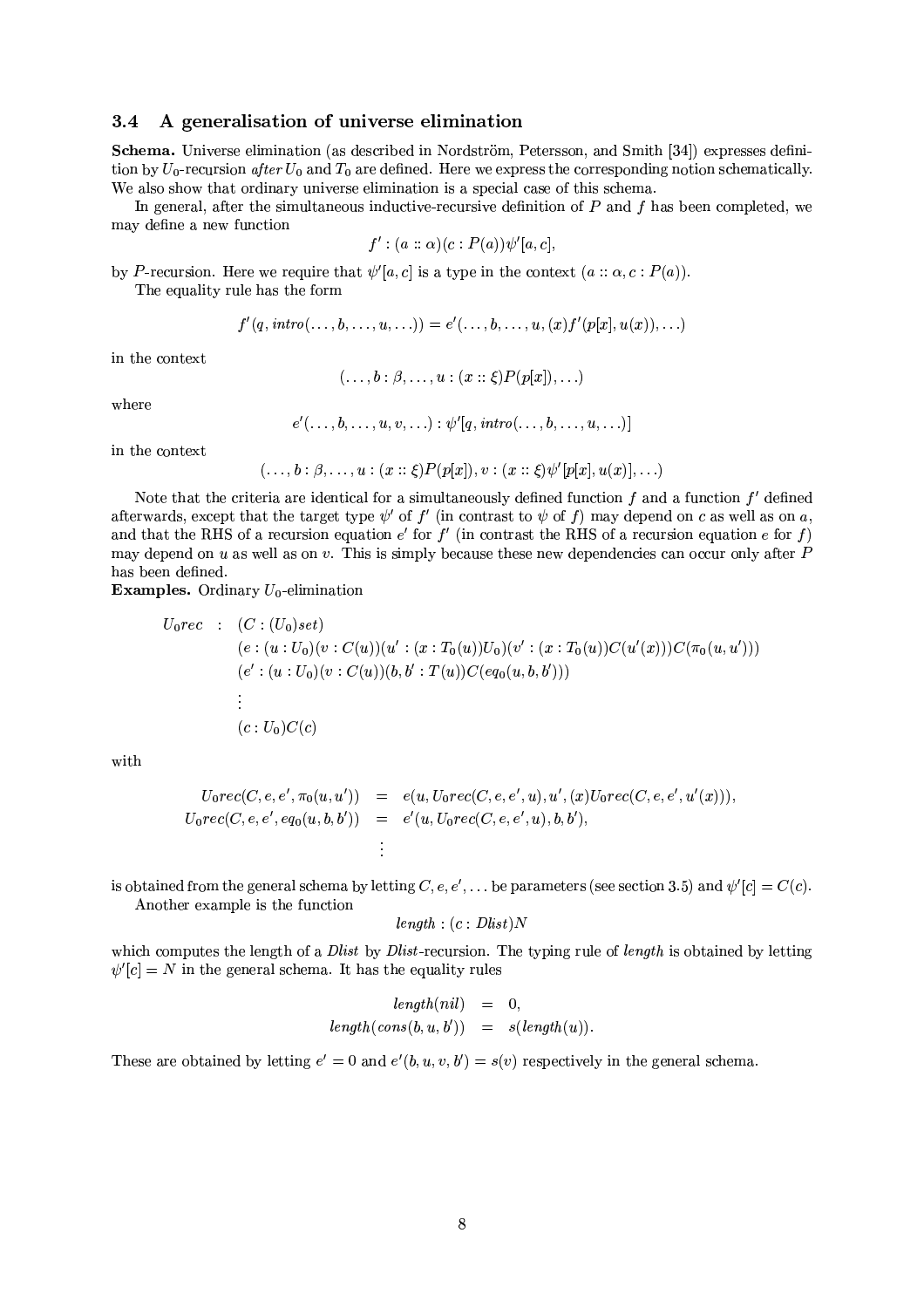### 3.4 A generalisation of universe elimination

**Schema.** Universe elimination (as described in Nordström, Petersson, and Smith [34]) expresses definition by $U_0$-recursion *after* $U_0$ and $T_0$ are defined. Here we express the corresponding notion schematically. We also show that ordinary universe elimination is a special case of this schema.

In general, after the simultaneous inductive-recursive definition of $P$ and $f$ has been completed, we may define a new function

$$f' : (a :: \alpha)(c : P(a))\psi'[a, c],$$

by $P$-recursion. Here we require that $\psi'[a, c]$ is a type in the context $(a :: \alpha, c : P(a))$.

The equality rule has the form

$$f'(q, intro(\ldots, b, \ldots, u, \ldots)) = e'(\ldots, b, \ldots, u, (x)f'(p[x], u(x)), \ldots)$$

in the context

$$(\ldots, b : \beta, \ldots, u : (x :: \xi)P(p[x]), \ldots)$$

where

$$e'(\ldots, b, \ldots, u, v, \ldots) : \psi'[q, intro(\ldots, b, \ldots, u, \ldots)]$$

in the context

$$(\ldots, b : \beta, \ldots, u : (x :: \xi)P(p[x]), v : (x :: \xi)\psi'[p[x], u(x)], \ldots)$$

Note that the criteria are identical for a simultaneously defined function $f$ and a function $f'$ defined afterwards, except that the target type $\psi'$ of $f'$ (in contrast to $\psi$ of $f$) may depend on $c$ as well as on $a$, and that the RHS of a recursion equation $e'$ for $f'$ (in contrast the RHS of a recursion equation $e$ for $f$) may depend on $u$ as well as on $v$. This is simply because these new dependencies can occur only after $P$ has been defined.

**Examples.** Ordinary $U_0$-elimination

$$
\begin{aligned}
U_0rec \quad : \quad & (C : (U_0)set) \\
& (e : (u : U_0)(v : C(u))(u' : (x : T_0(u))U_0)(v' : (x : T_0(u))C(u'(x)))C(\pi_0(u, u'))) \\
& (e' : (u : U_0)(v : C(u))(b, b' : T(u))C(eq_0(u, b, b'))) \\
& \vdots \\
& (c : U_0)C(c)
\end{aligned}
$$

with

$$
\begin{aligned}
U_0rec(C, e, e', \pi_0(u, u')) &= e(u, U_0rec(C, e, e', u), u', (x)U_0rec(C, e, e', u'(x))), \\
U_0rec(C, e, e', eq_0(u, b, b')) &= e'(u, U_0rec(C, e, e', u), b, b'), \\
&\vdots
\end{aligned}
$$

is obtained from the general schema by letting $C, e, e', \ldots$ be parameters (see section 3.5) and $\psi'[c] = C(c)$.

Another example is the function

$$length : (c : Dlist)N$$

which computes the length of a *Dlist* by *Dlist*-recursion. The typing rule of *length* is obtained by letting $\psi'[c] = N$ in the general schema. It has the equality rules

$$
\begin{aligned}
length(nil) &= 0, \\
length(cons(b, u, b')) &= s(length(u)).
\end{aligned}
$$

These are obtained by letting $e' = 0$ and $e'(b, u, v, b') = s(v)$ respectively in the general schema.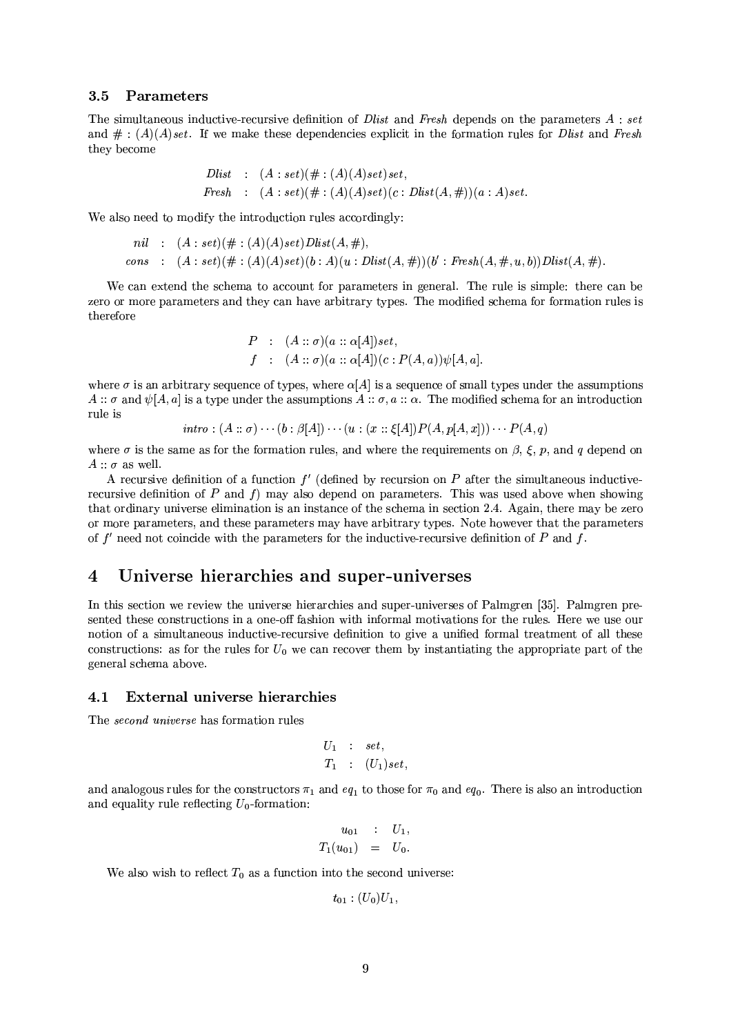### 3.5 Parameters

The simultaneous inductive-recursive definition of *Dlist* and *Fresh* depends on the parameters $A : set$ and $\# : (A)(A)set$. If we make these dependencies explicit in the formation rules for *Dlist* and *Fresh* they become

$$\begin{aligned} Dlist &: (A : set)(\# : (A)(A)set)set, \\ Fresh &: (A : set)(\# : (A)(A)set)(c : Dlist(A, \#))(a : A)set. \end{aligned}$$

We also need to modify the introduction rules accordingly:

$$\begin{aligned} nil &: (A : set)(\# : (A)(A)set)Dlist(A, \#), \\ cons &: (A : set)(\# : (A)(A)set)(b : A)(u : Dlist(A, \#))(b' : Fresh(A, \#, u, b))Dlist(A, \#). \end{aligned}$$

We can extend the schema to account for parameters in general. The rule is simple: there can be zero or more parameters and they can have arbitrary types. The modified schema for formation rules is therefore

$$\begin{aligned} P &: (A :: \sigma)(a :: \alpha[A])set, \\ f &: (A :: \sigma)(a :: \alpha[A])(c : P(A, a))\psi[A, a]. \end{aligned}$$

where $\sigma$ is an arbitrary sequence of types, where $\alpha[A]$ is a sequence of small types under the assumptions $A :: \sigma$ and $\psi[A, a]$ is a type under the assumptions $A :: \sigma, a :: \alpha$. The modified schema for an introduction rule is

$$intro : (A :: \sigma) \cdots (b : \beta[A]) \cdots (u : (x :: \xi[A])P(A, p[A, x])) \cdots P(A, q)$$

where $\sigma$ is the same as for the formation rules, and where the requirements on $\beta$, $\xi$, $p$, and $q$ depend on $A :: \sigma$ as well.

A recursive definition of a function $f'$ (defined by recursion on $P$ after the simultaneous inductive-recursive definition of $P$ and $f$) may also depend on parameters. This was used above when showing that ordinary universe elimination is an instance of the schema in section 2.4. Again, there may be zero or more parameters, and these parameters may have arbitrary types. Note however that the parameters of $f'$ need not coincide with the parameters for the inductive-recursive definition of $P$ and $f$.

## 4 Universe hierarchies and super-universes

In this section we review the universe hierarchies and super-universes of Palmgren [35]. Palmgren presented these constructions in a one-off fashion with informal motivations for the rules. Here we use our notion of a simultaneous inductive-recursive definition to give a unified formal treatment of all these constructions: as for the rules for $U_0$ we can recover them by instantiating the appropriate part of the general schema above.

### 4.1 External universe hierarchies

The *second universe* has formation rules

$$\begin{aligned} U_1 &: set, \\ T_1 &: (U_1)set, \end{aligned}$$

and analogous rules for the constructors $\pi_1$ and $eq_1$ to those for $\pi_0$ and $eq_0$. There is also an introduction and equality rule reflecting $U_0$-formation:

$$\begin{aligned} u_{01} &: U_1, \\ T_1(u_{01}) &= U_0. \end{aligned}$$

We also wish to reflect $T_0$ as a function into the second universe:

$$t_{01} : (U_0)U_1,$$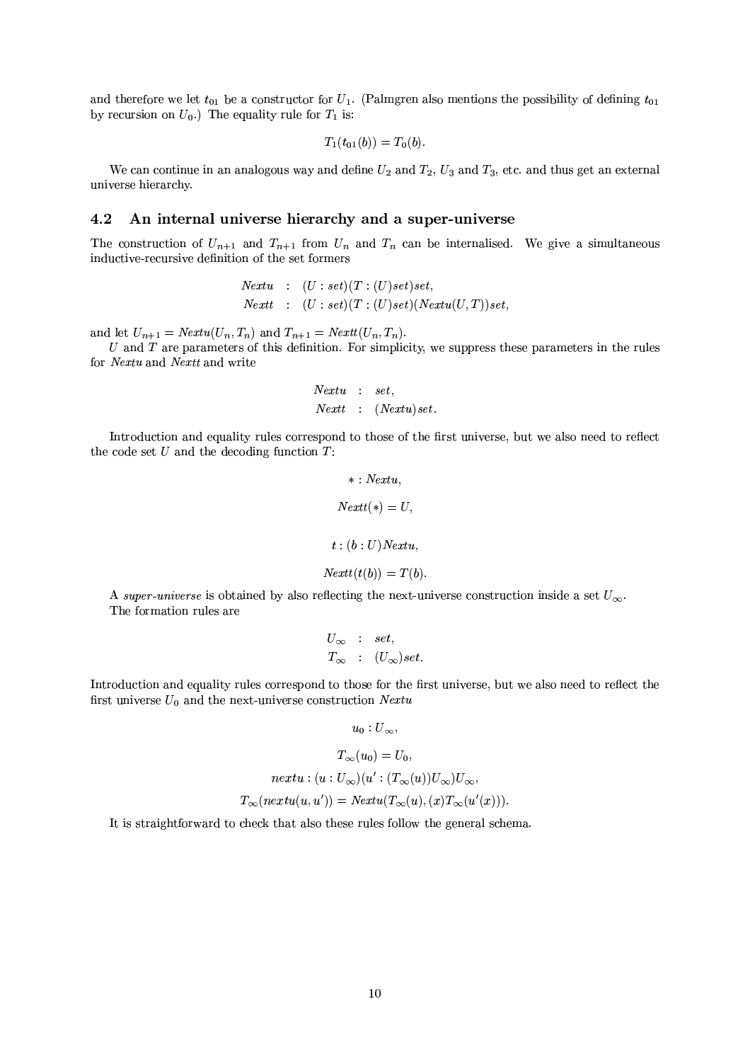and therefore we let $t_{01}$ be a constructor for $U_1$. (Palmgren also mentions the possibility of defining $t_{01}$ by recursion on $U_0$.) The equality rule for $T_1$ is:

$$T_1(t_{01}(b)) = T_0(b).$$

We can continue in an analogous way and define $U_2$ and $T_2$, $U_3$ and $T_3$, etc. and thus get an external universe hierarchy.

## 4.2 An internal universe hierarchy and a super-universe

The construction of $U_{n+1}$ and $T_{n+1}$ from $U_n$ and $T_n$ can be internalised. We give a simultaneous inductive-recursive definition of the set formers

$$\begin{aligned} Nextu &: (U : set)(T : (U)set)set, \\ Nextt &: (U : set)(T : (U)set)(Nextu(U, T))set, \end{aligned}$$

and let $U_{n+1} = Nextu(U_n, T_n)$ and $T_{n+1} = Nextt(U_n, T_n)$.

$U$ and $T$ are parameters of this definition. For simplicity, we suppress these parameters in the rules for *Nextu* and *Nextt* and write

$$\begin{aligned} Nextu &: set, \\ Nextt &: (Nextu)set. \end{aligned}$$

Introduction and equality rules correspond to those of the first universe, but we also need to reflect the code set $U$ and the decoding function $T$:

$$* : Nextu,$$

$$Nextt(*) = U,$$

$$t : (b : U)Nextu,$$

$$Nextt(t(b)) = T(b).$$

A *super-universe* is obtained by also reflecting the next-universe construction inside a set $U_\infty$.

The formation rules are

$$\begin{aligned} U_\infty &: set, \\ T_\infty &: (U_\infty)set. \end{aligned}$$

Introduction and equality rules correspond to those for the first universe, but we also need to reflect the first universe $U_0$ and the next-universe construction *Nextu*

$$u_0 : U_\infty,$$

$$T_\infty(u_0) = U_0,$$

$$nextu : (u : U_\infty)(u' : (T_\infty(u))U_\infty)U_\infty,$$

$$T_\infty(nextu(u, u')) = Nextu(T_\infty(u), (x)T_\infty(u'(x))).$$

It is straightforward to check that also these rules follow the general schema.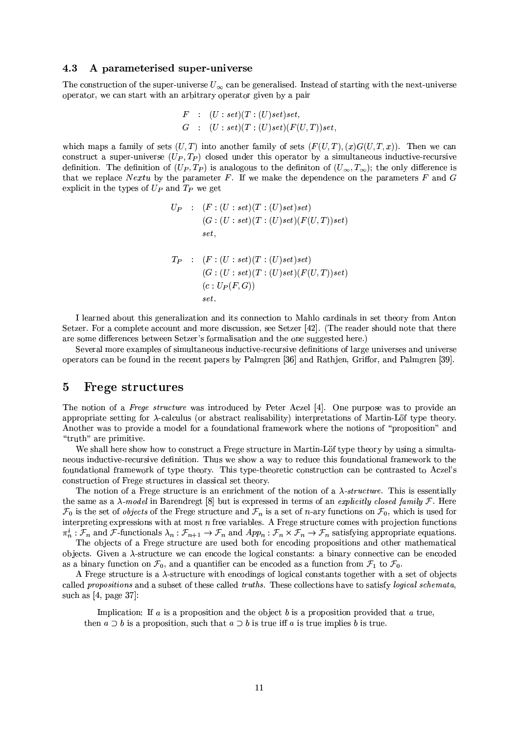### 4.3 A parameterised super-universe

The construction of the super-universe $U_\infty$ can be generalised. Instead of starting with the next-universe operator, we can start with an arbitrary operator given by a pair

$$
\begin{aligned}
F &: (U : set)(T : (U)set)set, \\
G &: (U : set)(T : (U)set)(F(U,T))set,
\end{aligned}
$$

which maps a family of sets $(U, T)$ into another family of sets $(F(U,T), (x)G(U,T,x))$. Then we can construct a super-universe $(U_P, T_P)$ closed under this operator by a simultaneous inductive-recursive definition. The definition of $(U_P, T_P)$ is analogous to the definiton of $(U_\infty, T_\infty)$; the only difference is that we replace $Nextu$ by the parameter $F$. If we make the dependence on the parameters $F$ and $G$ explicit in the types of $U_P$ and $T_P$ we get

$$
\begin{aligned}
U_P &: (F : (U : set)(T : (U)set)set) \\
&\quad\ (G : (U : set)(T : (U)set)(F(U,T))set) \\
&\quad\ set,
\end{aligned}
$$

$$
\begin{aligned}
T_P &: (F : (U : set)(T : (U)set)set) \\
&\quad\ (G : (U : set)(T : (U)set)(F(U,T))set) \\
&\quad\ (c : U_P(F,G)) \\
&\quad\ set.
\end{aligned}
$$

I learned about this generalization and its connection to Mahlo cardinals in set theory from Anton Setzer. For a complete account and more discussion, see Setzer [42]. (The reader should note that there are some differences between Setzer's formalisation and the one suggested here.)

Several more examples of simultaneous inductive-recursive definitions of large universes and universe operators can be found in the recent papers by Palmgren [36] and Rathjen, Griffor, and Palmgren [39].

## 5 Frege structures

The notion of a *Frege structure* was introduced by Peter Aczel [4]. One purpose was to provide an appropriate setting for $\lambda$-calculus (or abstract realisability) interpretations of Martin-Löf type theory. Another was to provide a model for a foundational framework where the notions of "proposition" and "truth" are primitive.

We shall here show how to construct a Frege structure in Martin-Löf type theory by using a simultaneous inductive-recursive definition. Thus we show a way to reduce this foundational framework to the foundational framework of type theory. This type-theoretic construction can be contrasted to Aczel's construction of Frege structures in classical set theory.

The notion of a Frege structure is an enrichment of the notion of a $\lambda$-*structure*. This is essentially the same as a $\lambda$-*model* in Barendregt [8] but is expressed in terms of an *explicitly closed family* $\mathcal{F}$. Here $\mathcal{F}_0$ is the set of *objects* of the Frege structure and $\mathcal{F}_n$ is a set of $n$-ary functions on $\mathcal{F}_0$, which is used for interpreting expressions with at most $n$ free variables. A Frege structure comes with projection functions $\pi_n^i : \mathcal{F}_n$ and $\mathcal{F}$-functionals $\lambda_n : \mathcal{F}_{n+1} \to \mathcal{F}_n$ and $App_n : \mathcal{F}_n \times \mathcal{F}_n \to \mathcal{F}_n$ satisfying appropriate equations.

The objects of a Frege structure are used both for encoding propositions and other mathematical objects. Given a $\lambda$-structure we can encode the logical constants: a binary connective can be encoded as a binary function on $\mathcal{F}_0$, and a quantifier can be encoded as a function from $\mathcal{F}_1$ to $\mathcal{F}_0$.

A Frege structure is a $\lambda$-structure with encodings of logical constants together with a set of objects called *propositions* and a subset of these called *truths*. These collections have to satisfy *logical schemata*, such as [4, page 37]:

> Implication: If $a$ is a proposition and the object $b$ is a proposition provided that $a$ true, then $a \supset b$ is a proposition, such that $a \supset b$ is true iff $a$ is true implies $b$ is true.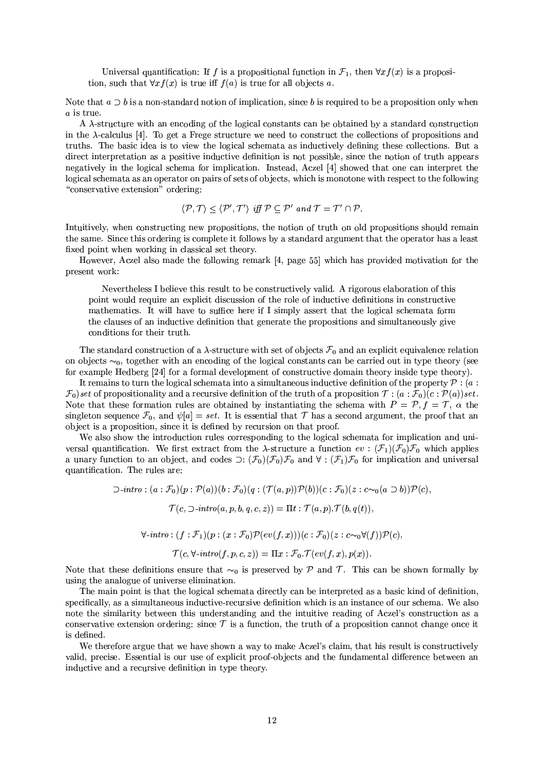Universal quantification: If $f$ is a propositional function in $\mathcal{F}_1$, then $\forall x f(x)$ is a proposition, such that $\forall x f(x)$ is true iff $f(a)$ is true for all objects $a$.

Note that $a \supset b$ is a non-standard notion of implication, since $b$ is required to be a proposition only when $a$ is true.

A $\lambda$-structure with an encoding of the logical constants can be obtained by a standard construction in the $\lambda$-calculus [4]. To get a Frege structure we need to construct the collections of propositions and truths. The basic idea is to view the logical schemata as inductively defining these collections. But a direct interpretation as a positive inductive definition is not possible, since the notion of truth appears negatively in the logical schema for implication. Instead, Aczel [4] showed that one can interpret the logical schemata as an operator on pairs of sets of objects, which is monotone with respect to the following "conservative extension" ordering:

$$\langle \mathcal{P}, \mathcal{T} \rangle \leq \langle \mathcal{P}', \mathcal{T}' \rangle \text{ iff } \mathcal{P} \subseteq \mathcal{P}' \text{ and } \mathcal{T} = \mathcal{T}' \cap \mathcal{P}.$$

Intuitively, when constructing new propositions, the notion of truth on old propositions should remain the same. Since this ordering is complete it follows by a standard argument that the operator has a least fixed point when working in classical set theory.

However, Aczel also made the following remark [4, page 55] which has provided motivation for the present work:

> Nevertheless I believe this result to be constructively valid. A rigorous elaboration of this point would require an explicit discussion of the role of inductive definitions in constructive mathematics. It will have to suffice here if I simply assert that the logical schemata form the clauses of an inductive definition that generate the propositions and simultaneously give conditions for their truth.

The standard construction of a $\lambda$-structure with set of objects $\mathcal{F}_0$ and an explicit equivalence relation on objects $\sim_0$, together with an encoding of the logical constants can be carried out in type theory (see for example Hedberg [24] for a formal development of constructive domain theory inside type theory).

It remains to turn the logical schemata into a simultaneous inductive definition of the property $\mathcal{P} : (a : \mathcal{F}_0)set$ of propositionality and a recursive definition of the truth of a proposition $\mathcal{T} : (a : \mathcal{F}_0)(c : \mathcal{P}(a))set$. Note that these formation rules are obtained by instantiating the schema with $P = \mathcal{P}, f = \mathcal{T}$, $\alpha$ the singleton sequence $\mathcal{F}_0$, and $\psi[a] = set$. It is essential that $\mathcal{T}$ has a second argument, the proof that an object is a proposition, since it is defined by recursion on that proof.

We also show the introduction rules corresponding to the logical schemata for implication and universal quantification. We first extract from the $\lambda$-structure a function $ev : (\mathcal{F}_1)(\mathcal{F}_0)\mathcal{F}_0$ which applies a unary function to an object, and codes $\supset : (\mathcal{F}_0)(\mathcal{F}_0)\mathcal{F}_0$ and $\forall : (\mathcal{F}_1)\mathcal{F}_0$ for implication and universal quantification. The rules are:

$$\supset\text{-}intro : (a : \mathcal{F}_0)(p : \mathcal{P}(a))(b : \mathcal{F}_0)(q : (\mathcal{T}(a,p))\mathcal{P}(b))(c : \mathcal{F}_0)(z : c \sim_0 (a \supset b))\mathcal{P}(c),$$

$$\mathcal{T}(c, \supset\text{-}intro(a,p,b,q,c,z)) = \Pi t : \mathcal{T}(a,p).\mathcal{T}(b, q(t)),$$

$$\forall\text{-}intro : (f : \mathcal{F}_1)(p : (x : \mathcal{F}_0)\mathcal{P}(ev(f,x)))(c : \mathcal{F}_0)(z : c \sim_0 \forall(f))\mathcal{P}(c),$$

$$\mathcal{T}(c, \forall\text{-}intro(f,p,c,z)) = \Pi x : \mathcal{F}_0.\mathcal{T}(ev(f,x), p(x)).$$

Note that these definitions ensure that $\sim_0$ is preserved by $\mathcal{P}$ and $\mathcal{T}$. This can be shown formally by using the analogue of universe elimination.

The main point is that the logical schemata directly can be interpreted as a basic kind of definition, specifically, as a simultaneous inductive-recursive definition which is an instance of our schema. We also note the similarity between this understanding and the intuitive reading of Aczel's construction as a conservative extension ordering: since $\mathcal{T}$ is a function, the truth of a proposition cannot change once it is defined.

We therefore argue that we have shown a way to make Aczel's claim, that his result is constructively valid, precise. Essential is our use of explicit proof-objects and the fundamental difference between an inductive and a recursive definition in type theory.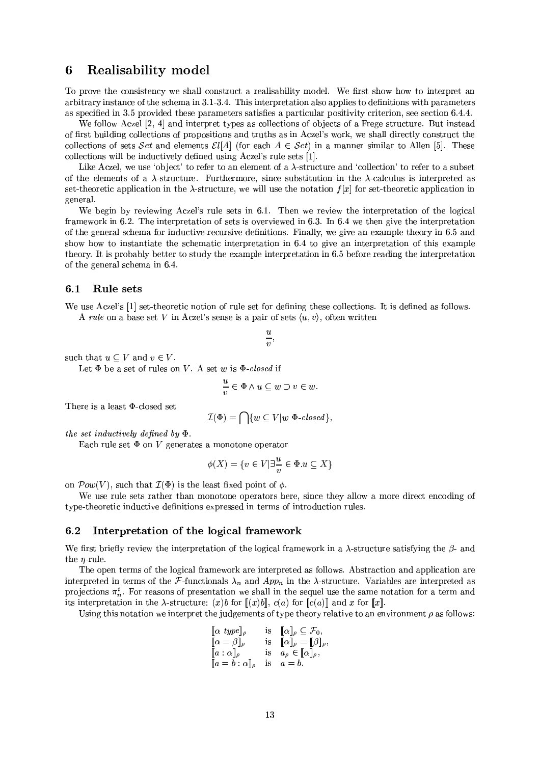## 6 Realisability model

To prove the consistency we shall construct a realisability model. We first show how to interpret an arbitrary instance of the schema in 3.1-3.4. This interpretation also applies to definitions with parameters as specified in 3.5 provided these parameters satisfies a particular positivity criterion, see section 6.4.4.

We follow Aczel [2, 4] and interpret types as collections of objects of a Frege structure. But instead of first building collections of propositions and truths as in Aczel's work, we shall directly construct the collections of sets $\mathcal{S}et$ and elements $\mathcal{E}l[A]$ (for each $A \in \mathcal{S}et$) in a manner similar to Allen [5]. These collections will be inductively defined using Aczel's rule sets [1].

Like Aczel, we use 'object' to refer to an element of a $\lambda$-structure and 'collection' to refer to a subset of the elements of a $\lambda$-structure. Furthermore, since substitution in the $\lambda$-calculus is interpreted as set-theoretic application in the $\lambda$-structure, we will use the notation $f[x]$ for set-theoretic application in general.

We begin by reviewing Aczel's rule sets in 6.1. Then we review the interpretation of the logical framework in 6.2. The interpretation of sets is overviewed in 6.3. In 6.4 we then give the interpretation of the general schema for inductive-recursive definitions. Finally, we give an example theory in 6.5 and show how to instantiate the schematic interpretation in 6.4 to give an interpretation of this example theory. It is probably better to study the example interpretation in 6.5 before reading the interpretation of the general schema in 6.4.

### 6.1 Rule sets

We use Aczel's [1] set-theoretic notion of rule set for defining these collections. It is defined as follows.

A *rule* on a base set $V$ in Aczel's sense is a pair of sets $\langle u, v\rangle$, often written

$$\frac{u}{v},$$

such that $u \subseteq V$ and $v \in V$.

Let $\Phi$ be a set of rules on $V$. A set $w$ is $\Phi$*-closed* if

$$\frac{u}{v} \in \Phi \wedge u \subseteq w \supset v \in w.$$

There is a least $\Phi$-closed set

$$\mathcal{I}(\Phi) = \bigcap\{w \subseteq V | w \ \Phi\text{-}closed\},$$

*the set inductively defined by* $\Phi$.

Each rule set $\Phi$ on $V$ generates a monotone operator

$$\phi(X) = \{v \in V | \exists \frac{u}{v} \in \Phi . u \subseteq X\}$$

on $\mathcal{P}ow(V)$, such that $\mathcal{I}(\Phi)$ is the least fixed point of $\phi$.

We use rule sets rather than monotone operators here, since they allow a more direct encoding of type-theoretic inductive definitions expressed in terms of introduction rules.

### 6.2 Interpretation of the logical framework

We first briefly review the interpretation of the logical framework in a $\lambda$-structure satisfying the $\beta$- and the $\eta$-rule.

The open terms of the logical framework are interpreted as follows. Abstraction and application are interpreted in terms of the $\mathcal{F}$-functionals $\lambda_n$ and $App_n$ in the $\lambda$-structure. Variables are interpreted as projections $\pi^i_n$. For reasons of presentation we shall in the sequel use the same notation for a term and its interpretation in the $\lambda$-structure: $(x)b$ for $[\![(x)b]\!]$, $c(a)$ for $[\![c(a)]\!]$ and $x$ for $[\![x]\!]$.

Using this notation we interpret the judgements of type theory relative to an environment $\rho$ as follows:

$$
\begin{array}{lll}
[\![\alpha \ type]\!]_\rho & \text{is} & [\![\alpha]\!]_\rho \subseteq \mathcal{F}_0, \\
[\![\alpha = \beta]\!]_\rho & \text{is} & [\![\alpha]\!]_\rho = [\![\beta]\!]_\rho, \\
[\![a : \alpha]\!]_\rho & \text{is} & a_\rho \in [\![\alpha]\!]_\rho, \\
[\![a = b : \alpha]\!]_\rho & \text{is} & a = b.
\end{array}
$$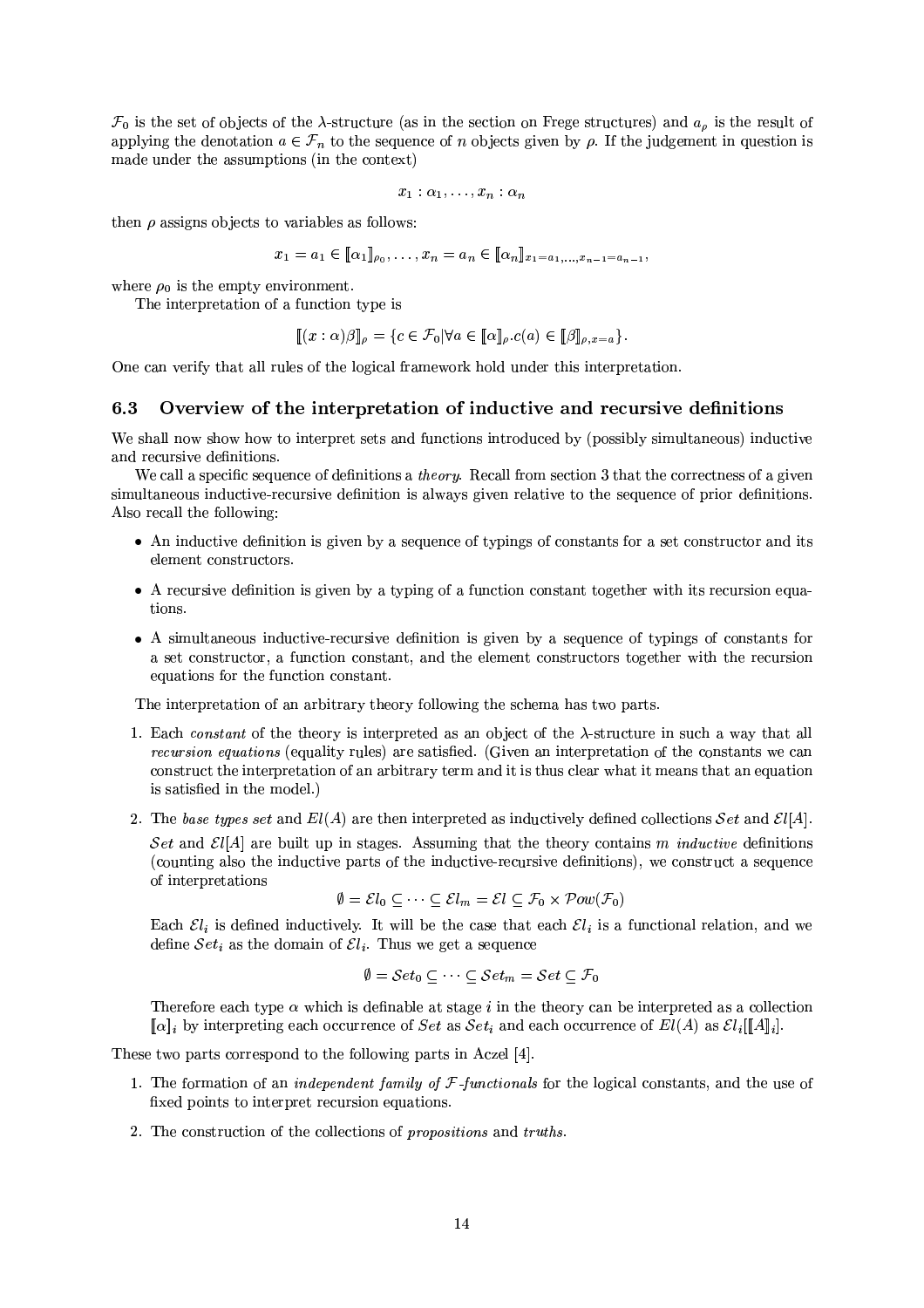$\mathcal{F}_0$ is the set of objects of the $\lambda$-structure (as in the section on Frege structures) and $a_\rho$ is the result of applying the denotation $a \in \mathcal{F}_n$ to the sequence of $n$ objects given by $\rho$. If the judgement in question is made under the assumptions (in the context)

$$x_1 : \alpha_1, \ldots, x_n : \alpha_n$$

then $\rho$ assigns objects to variables as follows:

$$x_1 = a_1 \in [\![\alpha_1]\!]_{\rho_0}, \ldots, x_n = a_n \in [\![\alpha_n]\!]_{x_1=a_1,\ldots,x_{n-1}=a_{n-1}},$$

where $\rho_0$ is the empty environment.

The interpretation of a function type is

$$[\![(x:\alpha)\beta]\!]_\rho = \{c \in \mathcal{F}_0 | \forall a \in [\![\alpha]\!]_\rho . c(a) \in [\![\beta]\!]_{\rho,x=a}\}.$$

One can verify that all rules of the logical framework hold under this interpretation.

### 6.3 Overview of the interpretation of inductive and recursive definitions

We shall now show how to interpret sets and functions introduced by (possibly simultaneous) inductive and recursive definitions.

We call a specific sequence of definitions a *theory*. Recall from section 3 that the correctness of a given simultaneous inductive-recursive definition is always given relative to the sequence of prior definitions. Also recall the following:

- An inductive definition is given by a sequence of typings of constants for a set constructor and its element constructors.
- A recursive definition is given by a typing of a function constant together with its recursion equations.
- A simultaneous inductive-recursive definition is given by a sequence of typings of constants for a set constructor, a function constant, and the element constructors together with the recursion equations for the function constant.

The interpretation of an arbitrary theory following the schema has two parts.

1. Each *constant* of the theory is interpreted as an object of the $\lambda$-structure in such a way that all *recursion equations* (equality rules) are satisfied. (Given an interpretation of the constants we can construct the interpretation of an arbitrary term and it is thus clear what it means that an equation is satisfied in the model.)
2. The *base types set* and $El(A)$ are then interpreted as inductively defined collections $\mathcal{S}et$ and $\mathcal{E}l[A]$.

   $\mathcal{S}et$ and $\mathcal{E}l[A]$ are built up in stages. Assuming that the theory contains $m$ *inductive* definitions (counting also the inductive parts of the inductive-recursive definitions), we construct a sequence of interpretations

   $$\emptyset = \mathcal{E}l_0 \subseteq \cdots \subseteq \mathcal{E}l_m = \mathcal{E}l \subseteq \mathcal{F}_0 \times \mathcal{P}ow(\mathcal{F}_0)$$

   Each $\mathcal{E}l_i$ is defined inductively. It will be the case that each $\mathcal{E}l_i$ is a functional relation, and we define $\mathcal{S}et_i$ as the domain of $\mathcal{E}l_i$. Thus we get a sequence

   $$\emptyset = \mathcal{S}et_0 \subseteq \cdots \subseteq \mathcal{S}et_m = \mathcal{S}et \subseteq \mathcal{F}_0$$

   Therefore each type $\alpha$ which is definable at stage $i$ in the theory can be interpreted as a collection $[\![\alpha]\!]_i$ by interpreting each occurrence of $Set$ as $\mathcal{S}et_i$ and each occurrence of $El(A)$ as $\mathcal{E}l_i[[\![A]\!]_i]$.

These two parts correspond to the following parts in Aczel [4].

1. The formation of an *independent family of $\mathcal{F}$-functionals* for the logical constants, and the use of fixed points to interpret recursion equations.
2. The construction of the collections of *propositions* and *truths*.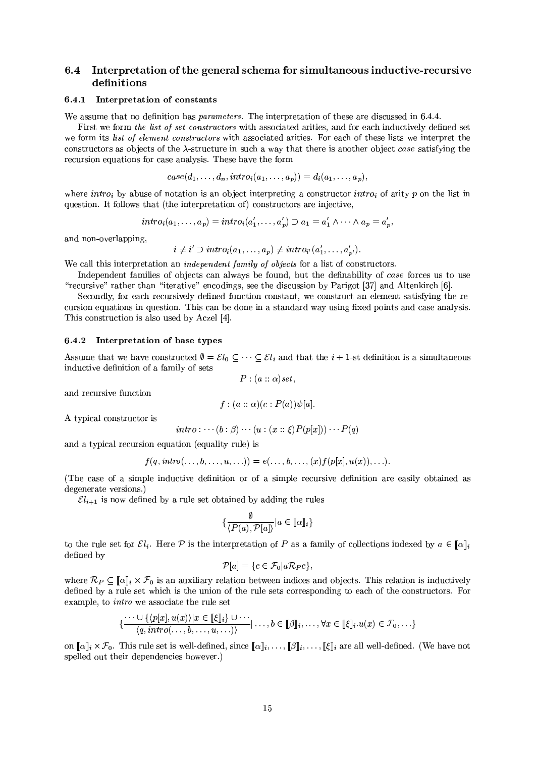### 6.4 Interpretation of the general schema for simultaneous inductive-recursive definitions

#### 6.4.1 Interpretation of constants

We assume that no definition has *parameters*. The interpretation of these are discussed in 6.4.4.

First we form *the list of set constructors* with associated arities, and for each inductively defined set we form its *list of element constructors* with associated arities. For each of these lists we interpret the constructors as objects of the $\lambda$-structure in such a way that there is another object *case* satisfying the recursion equations for case analysis. These have the form

$$case(d_1, \ldots, d_n, intro_i(a_1, \ldots, a_p)) = d_i(a_1, \ldots, a_p),$$

where $intro_i$ by abuse of notation is an object interpreting a constructor $intro_i$ of arity $p$ on the list in question. It follows that (the interpretation of) constructors are injective,

$$intro_i(a_1, \ldots, a_p) = intro_i(a'_1, \ldots, a'_p) \supset a_1 = a'_1 \wedge \cdots \wedge a_p = a'_p,$$

and non-overlapping,

$$i \neq i' \supset intro_i(a_1, \ldots, a_p) \neq intro_{i'}(a'_1, \ldots, a'_{p'}).$$

We call this interpretation an *independent family of objects* for a list of constructors.

Independent families of objects can always be found, but the definability of *case* forces us to use "recursive" rather than "iterative" encodings, see the discussion by Parigot [37] and Altenkirch [6].

Secondly, for each recursively defined function constant, we construct an element satisfying the recursion equations in question. This can be done in a standard way using fixed points and case analysis. This construction is also used by Aczel [4].

#### 6.4.2 Interpretation of base types

Assume that we have constructed $\emptyset = \mathcal{E}l_0 \subseteq \cdots \subseteq \mathcal{E}l_i$ and that the $i+1$-st definition is a simultaneous inductive definition of a family of sets

$$P : (a :: \alpha)set,$$

and recursive function

$$f : (a :: \alpha)(c : P(a))\psi[a].$$

A typical constructor is

$$intro : \cdots (b : \beta) \cdots (u : (x :: \xi)P(p[x])) \cdots P(q)$$

and a typical recursion equation (equality rule) is

$$f(q, intro(\ldots, b, \ldots, u, \ldots)) = e(\ldots, b, \ldots, (x)f(p[x], u(x)), \ldots).$$

(The case of a simple inductive definition or of a simple recursive definition are easily obtained as degenerate versions.)

$\mathcal{E}l_{i+1}$ is now defined by a rule set obtained by adding the rules

$$\{\frac{\emptyset}{\langle P(a), \mathcal{P}[a]\rangle} | a \in [\![\alpha]\!]_i\}$$

to the rule set for $\mathcal{E}l_i$. Here $\mathcal{P}$ is the interpretation of $P$ as a family of collections indexed by $a \in [\![\alpha]\!]_i$ defined by

$$\mathcal{P}[a] = \{c \in \mathcal{F}_0 | a\mathcal{R}_P c\},$$

where $\mathcal{R}_P \subseteq [\![\alpha]\!]_i \times \mathcal{F}_0$ is an auxiliary relation between indices and objects. This relation is inductively defined by a rule set which is the union of the rule sets corresponding to each of the constructors. For example, to *intro* we associate the rule set

$$\{\frac{\cdots \cup \{\langle p[x], u(x)\rangle | x \in [\![\xi]\!]_i\} \cup \cdots}{\langle q, intro(\ldots, b, \ldots, u, \ldots)\rangle} | \ldots, b \in [\![\beta]\!]_i, \ldots, \forall x \in [\![\xi]\!]_i . u(x) \in \mathcal{F}_0, \ldots\}$$

on $[\![\alpha]\!]_i \times \mathcal{F}_0$. This rule set is well-defined, since $[\![\alpha]\!]_i, \ldots, [\![\beta]\!]_i, \ldots, [\![\xi]\!]_i$ are all well-defined. (We have not spelled out their dependencies however.)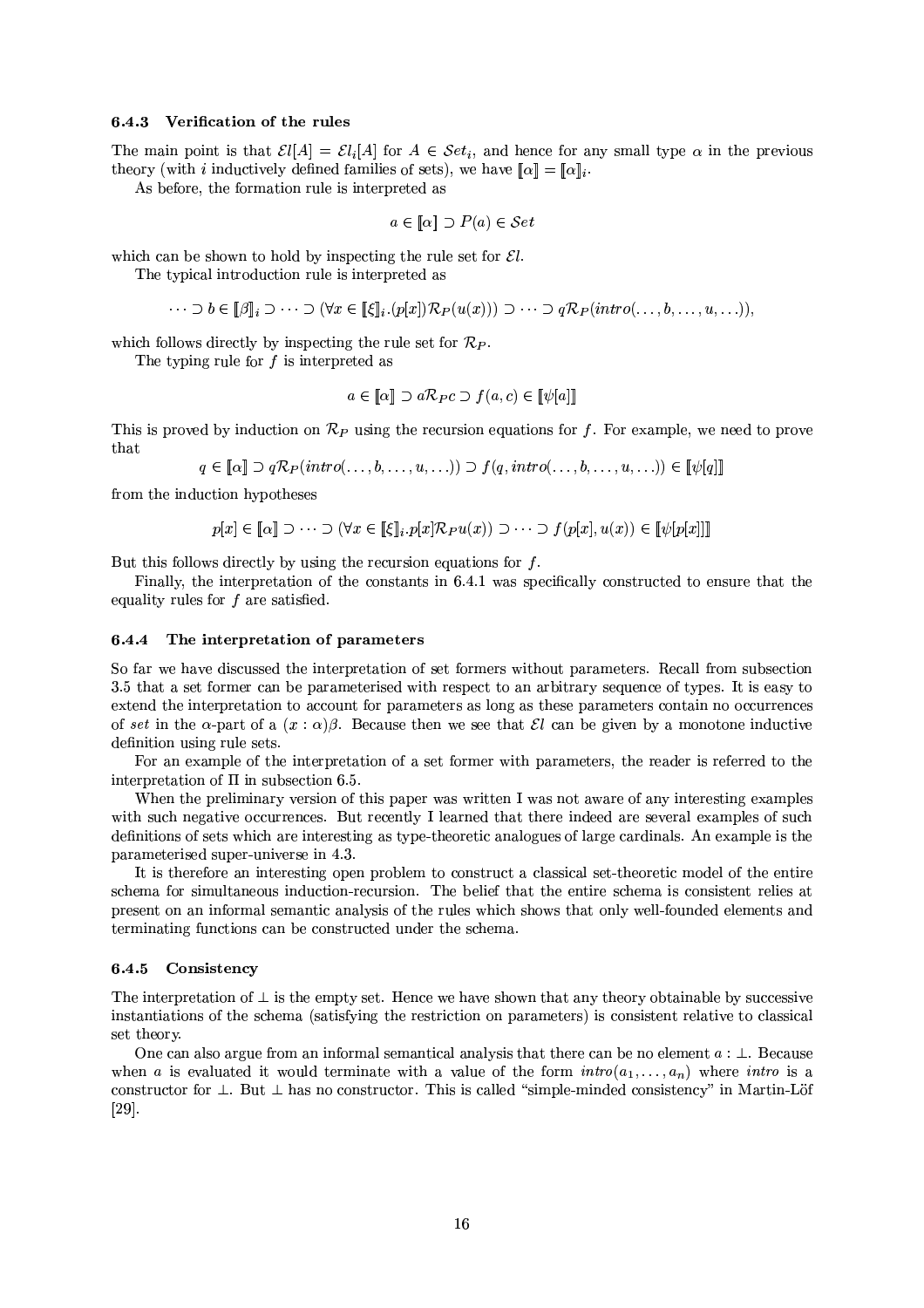### 6.4.3 Verification of the rules

The main point is that $\mathcal{E}l[A] = \mathcal{E}l_i[A]$ for $A \in \mathcal{S}et_i$, and hence for any small type $\alpha$ in the previous theory (with $i$ inductively defined families of sets), we have $[\![\alpha]\!] = [\![\alpha]\!]_i$.

As before, the formation rule is interpreted as

$$a \in [\![\alpha]\!] \supset P(a) \in \mathcal{S}et$$

which can be shown to hold by inspecting the rule set for $\mathcal{E}l$.

The typical introduction rule is interpreted as

$$\cdots \supset b \in [\![\beta]\!]_i \supset \cdots \supset (\forall x \in [\![\xi]\!]_i.(p[x])\mathcal{R}_P(u(x))) \supset \cdots \supset q\mathcal{R}_P(intro(\ldots, b, \ldots, u, \ldots)),$$

which follows directly by inspecting the rule set for $\mathcal{R}_P$.

The typing rule for $f$ is interpreted as

$$a \in [\![\alpha]\!] \supset a\mathcal{R}_P c \supset f(a, c) \in [\![\psi[a]]\!]$$

This is proved by induction on $\mathcal{R}_P$ using the recursion equations for $f$. For example, we need to prove that

$$q \in [\![\alpha]\!] \supset q\mathcal{R}_P(intro(\ldots, b, \ldots, u, \ldots)) \supset f(q, intro(\ldots, b, \ldots, u, \ldots)) \in [\![\psi[q]]\!]$$

from the induction hypotheses

$$p[x] \in [\![\alpha]\!] \supset \cdots \supset (\forall x \in [\![\xi]\!]_i.p[x]\mathcal{R}_P u(x)) \supset \cdots \supset f(p[x], u(x)) \in [\![\psi[p[x]]]\!]$$

But this follows directly by using the recursion equations for $f$.

Finally, the interpretation of the constants in 6.4.1 was specifically constructed to ensure that the equality rules for $f$ are satisfied.

### 6.4.4 The interpretation of parameters

So far we have discussed the interpretation of set formers without parameters. Recall from subsection 3.5 that a set former can be parameterised with respect to an arbitrary sequence of types. It is easy to extend the interpretation to account for parameters as long as these parameters contain no occurrences of *set* in the $\alpha$-part of a $(x : \alpha)\beta$. Because then we see that $\mathcal{E}l$ can be given by a monotone inductive definition using rule sets.

For an example of the interpretation of a set former with parameters, the reader is referred to the interpretation of $\Pi$ in subsection 6.5.

When the preliminary version of this paper was written I was not aware of any interesting examples with such negative occurrences. But recently I learned that there indeed are several examples of such definitions of sets which are interesting as type-theoretic analogues of large cardinals. An example is the parameterised super-universe in 4.3.

It is therefore an interesting open problem to construct a classical set-theoretic model of the entire schema for simultaneous induction-recursion. The belief that the entire schema is consistent relies at present on an informal semantic analysis of the rules which shows that only well-founded elements and terminating functions can be constructed under the schema.

### 6.4.5 Consistency

The interpretation of $\perp$ is the empty set. Hence we have shown that any theory obtainable by successive instantiations of the schema (satisfying the restriction on parameters) is consistent relative to classical set theory.

One can also argue from an informal semantical analysis that there can be no element $a : \perp$. Because when $a$ is evaluated it would terminate with a value of the form $intro(a_1, \ldots, a_n)$ where *intro* is a constructor for $\perp$. But $\perp$ has no constructor. This is called "simple-minded consistency" in Martin-Löf [29].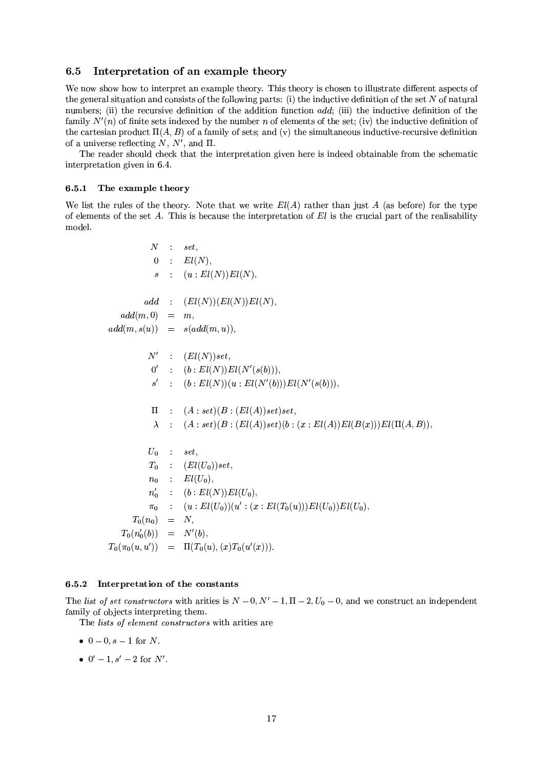## 6.5 Interpretation of an example theory

We now show how to interpret an example theory. This theory is chosen to illustrate different aspects of the general situation and consists of the following parts: (i) the inductive definition of the set $N$ of natural numbers; (ii) the recursive definition of the addition function *add*; (iii) the inductive definition of the family $N'(n)$ of finite sets indexed by the number $n$ of elements of the set; (iv) the inductive definition of the cartesian product $\Pi(A, B)$ of a family of sets; and (v) the simultaneous inductive-recursive definition of a universe reflecting $N$, $N'$, and $\Pi$.

The reader should check that the interpretation given here is indeed obtainable from the schematic interpretation given in 6.4.

### 6.5.1 The example theory

We list the rules of the theory. Note that we write $El(A)$ rather than just $A$ (as before) for the type of elements of the set $A$. This is because the interpretation of $El$ is the crucial part of the realisability model.

$$
\begin{aligned}
N &: set, \\
0 &: El(N), \\
s &: (u : El(N))El(N),
\end{aligned}
$$

$$
\begin{aligned}
add &: (El(N))(El(N))El(N), \\
add(m, 0) &= m, \\
add(m, s(u)) &= s(add(m, u)),
\end{aligned}
$$

$$
\begin{aligned}
N' &: (El(N))set, \\
0' &: (b : El(N))El(N'(s(b))), \\
s' &: (b : El(N))(u : El(N'(b)))El(N'(s(b))),
\end{aligned}
$$

$$
\begin{aligned}
\Pi &: (A : set)(B : (El(A))set)set, \\
\lambda &: (A : set)(B : (El(A))set)(b : (x : El(A))El(B(x)))El(\Pi(A, B)),
\end{aligned}
$$

$$
\begin{aligned}
U_0 &: set, \\
T_0 &: (El(U_0))set, \\
n_0 &: El(U_0), \\
n_0' &: (b : El(N))El(U_0), \\
\pi_0 &: (u : El(U_0))(u' : (x : El(T_0(u)))El(U_0))El(U_0), \\
T_0(n_0) &= N, \\
T_0(n_0'(b)) &= N'(b), \\
T_0(\pi_0(u, u')) &= \Pi(T_0(u), (x)T_0(u'(x))).
\end{aligned}
$$

### 6.5.2 Interpretation of the constants

The *list of set constructors* with arities is $N - 0, N' - 1, \Pi - 2, U_0 - 0$, and we construct an independent family of objects interpreting them.

The *lists of element constructors* with arities are

- $0 - 0, s - 1$ for $N$.
- $0' - 1, s' - 2$ for $N'$.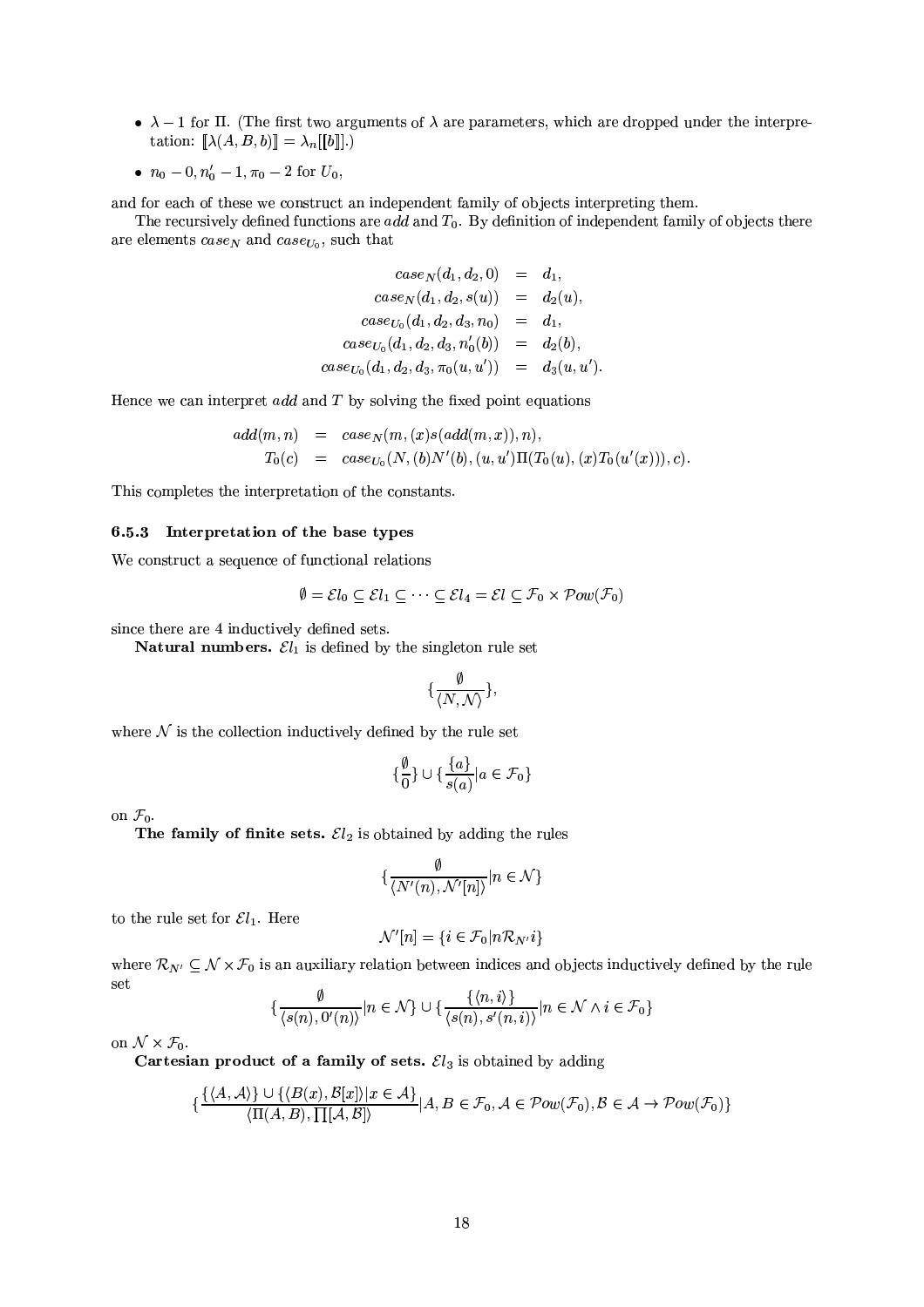- $\lambda - 1$ for $\Pi$. (The first two arguments of $\lambda$ are parameters, which are dropped under the interpretation: $[\![\lambda(A, B, b)]\!] = \lambda_n[\![b]\!]$.)
- $n_0 - 0, n_0' - 1, \pi_0 - 2$ for $U_0$,

and for each of these we construct an independent family of objects interpreting them.

The recursively defined functions are $add$ and $T_0$. By definition of independent family of objects there are elements $case_N$ and $case_{U_0}$, such that

$$
\begin{aligned}
case_N(d_1, d_2, 0) &= d_1, \\
case_N(d_1, d_2, s(u)) &= d_2(u), \\
case_{U_0}(d_1, d_2, d_3, n_0) &= d_1, \\
case_{U_0}(d_1, d_2, d_3, n_0'(b)) &= d_2(b), \\
case_{U_0}(d_1, d_2, d_3, \pi_0(u, u')) &= d_3(u, u').
\end{aligned}
$$

Hence we can interpret $add$ and $T$ by solving the fixed point equations

$$
\begin{aligned}
add(m, n) &= case_N(m, (x)s(add(m, x)), n), \\
T_0(c) &= case_{U_0}(N, (b)N'(b), (u, u')\Pi(T_0(u), (x)T_0(u'(x))), c).
\end{aligned}
$$

This completes the interpretation of the constants.

### 6.5.3 Interpretation of the base types

We construct a sequence of functional relations

$$\emptyset = \mathcal{E}l_0 \subseteq \mathcal{E}l_1 \subseteq \cdots \subseteq \mathcal{E}l_4 = \mathcal{E}l \subseteq \mathcal{F}_0 \times \mathcal{P}ow(\mathcal{F}_0)$$

since there are 4 inductively defined sets.

**Natural numbers.** $\mathcal{E}l_1$ is defined by the singleton rule set

$$\{\frac{\emptyset}{\langle N, \mathcal{N}\rangle}\},$$

where $\mathcal{N}$ is the collection inductively defined by the rule set

$$\{\frac{\emptyset}{0}\} \cup \{\frac{\{a\}}{s(a)} | a \in \mathcal{F}_0\}$$

on $\mathcal{F}_0$.

**The family of finite sets.** $\mathcal{E}l_2$ is obtained by adding the rules

$$\{\frac{\emptyset}{\langle N'(n), \mathcal{N}'[n]\rangle} | n \in \mathcal{N}\}$$

to the rule set for $\mathcal{E}l_1$. Here

$$\mathcal{N}'[n] = \{i \in \mathcal{F}_0 | n \mathcal{R}_{N'} i\}$$

where $\mathcal{R}_{N'} \subseteq \mathcal{N} \times \mathcal{F}_0$ is an auxiliary relation between indices and objects inductively defined by the rule set

$$\{\frac{\emptyset}{\langle s(n), 0'(n)\rangle} | n \in \mathcal{N}\} \cup \{\frac{\{\langle n, i\rangle\}}{\langle s(n), s'(n, i)\rangle} | n \in \mathcal{N} \wedge i \in \mathcal{F}_0\}$$

on $\mathcal{N} \times \mathcal{F}_0$.

**Cartesian product of a family of sets.** $\mathcal{E}l_3$ is obtained by adding

$$\{\frac{\{\langle A, \mathcal{A}\rangle\} \cup \{\langle B(x), \mathcal{B}[x]\rangle | x \in \mathcal{A}\}}{\langle \Pi(A, B), \prod[\mathcal{A}, \mathcal{B}]\rangle} | A, B \in \mathcal{F}_0, \mathcal{A} \in \mathcal{P}ow(\mathcal{F}_0), \mathcal{B} \in \mathcal{A} \to \mathcal{P}ow(\mathcal{F}_0)\}$$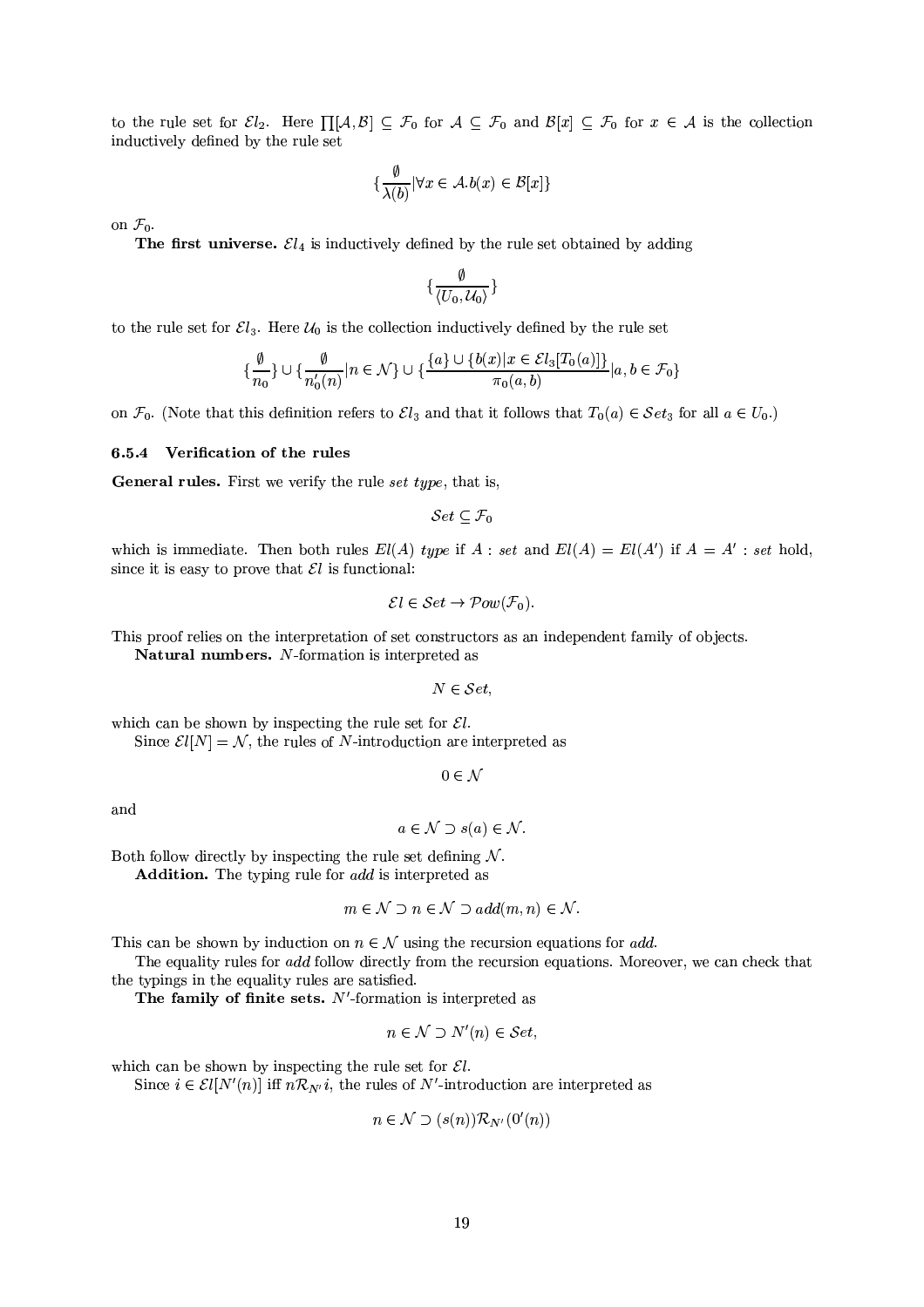to the rule set for $\mathcal{E}l_2$. Here $\prod[\mathcal{A},\mathcal{B}] \subseteq \mathcal{F}_0$ for $\mathcal{A} \subseteq \mathcal{F}_0$ and $\mathcal{B}[x] \subseteq \mathcal{F}_0$ for $x \in \mathcal{A}$ is the collection inductively defined by the rule set

$$\{\frac{\emptyset}{\lambda(b)} | \forall x \in \mathcal{A}. b(x) \in \mathcal{B}[x]\}$$

on $\mathcal{F}_0$.

**The first universe.** $\mathcal{E}l_4$ is inductively defined by the rule set obtained by adding

$$\{\frac{\emptyset}{\langle U_0, \mathcal{U}_0\rangle}\}$$

to the rule set for $\mathcal{E}l_3$. Here $\mathcal{U}_0$ is the collection inductively defined by the rule set

$$\{\frac{\emptyset}{n_0}\} \cup \{\frac{\emptyset}{n_0'(n)} | n \in \mathcal{N}\} \cup \{\frac{\{a\} \cup \{b(x) | x \in \mathcal{E}l_3[T_0(a)]\}}{\pi_0(a,b)} | a, b \in \mathcal{F}_0\}$$

on $\mathcal{F}_0$. (Note that this definition refers to $\mathcal{E}l_3$ and that it follows that $T_0(a) \in \mathcal{S}et_3$ for all $a \in U_0$.)

### 6.5.4 Verification of the rules

**General rules.** First we verify the rule *set type*, that is,

$$\mathcal{S}et \subseteq \mathcal{F}_0$$

which is immediate. Then both rules $El(A)$ *type* if $A$ : *set* and $El(A) = El(A')$ if $A = A'$ : *set* hold, since it is easy to prove that $\mathcal{E}l$ is functional:

$$\mathcal{E}l \in \mathcal{S}et \to \mathcal{P}ow(\mathcal{F}_0).$$

This proof relies on the interpretation of set constructors as an independent family of objects.

**Natural numbers.** $N$-formation is interpreted as

$$N \in \mathcal{S}et,$$

which can be shown by inspecting the rule set for $\mathcal{E}l$.

Since $\mathcal{E}l[N] = \mathcal{N}$, the rules of $N$-introduction are interpreted as

$$0 \in \mathcal{N}$$

and

$$a \in \mathcal{N} \supset s(a) \in \mathcal{N}.$$

Both follow directly by inspecting the rule set defining $\mathcal{N}$.

**Addition.** The typing rule for *add* is interpreted as

$$m \in \mathcal{N} \supset n \in \mathcal{N} \supset add(m,n) \in \mathcal{N}.$$

This can be shown by induction on $n \in \mathcal{N}$ using the recursion equations for *add*.

The equality rules for *add* follow directly from the recursion equations. Moreover, we can check that the typings in the equality rules are satisfied.

**The family of finite sets.** $N'$-formation is interpreted as

$$n \in \mathcal{N} \supset N'(n) \in \mathcal{S}et,$$

which can be shown by inspecting the rule set for $\mathcal{E}l$.

Since $i \in \mathcal{E}l[N'(n)]$ iff $n \mathcal{R}_{N'} i$, the rules of $N'$-introduction are interpreted as

$$n \in \mathcal{N} \supset (s(n))\mathcal{R}_{N'}(0'(n))$$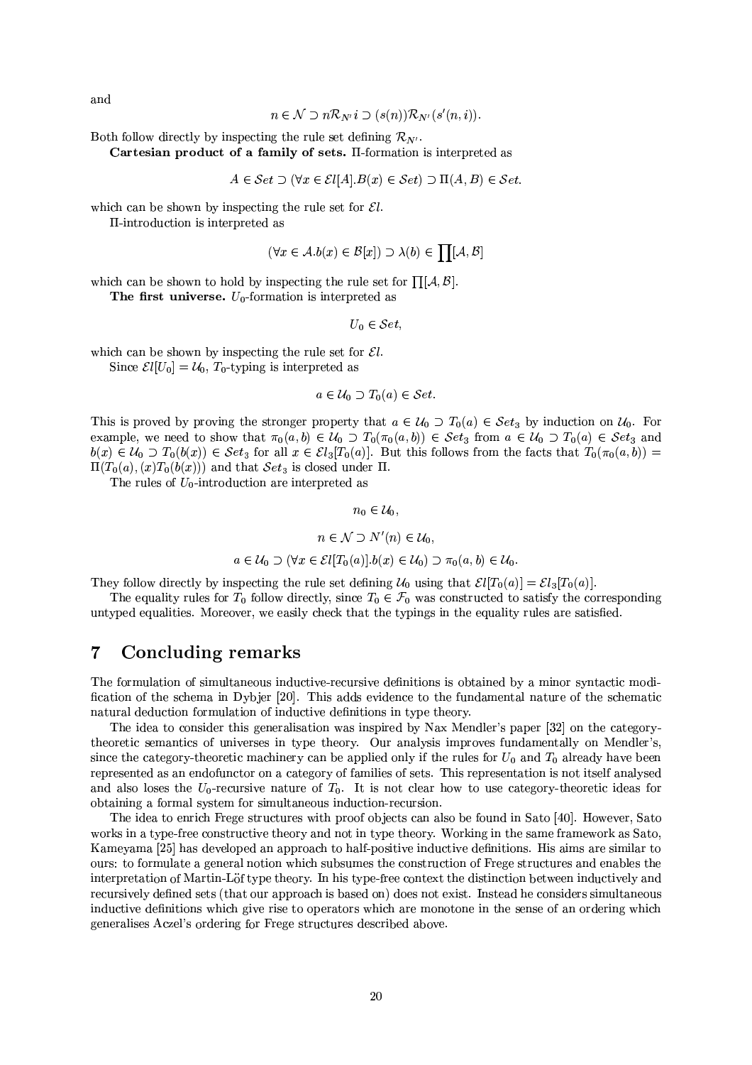and

$$n \in \mathcal{N} \supset n\mathcal{R}_{N'}\, i \supset (s(n))\mathcal{R}_{N'}(s'(n,i)).$$

Both follow directly by inspecting the rule set defining $\mathcal{R}_{N'}$.

**Cartesian product of a family of sets.** $\Pi$-formation is interpreted as

$$A \in \mathcal{S}et \supset (\forall x \in \mathcal{E}l[A].B(x) \in \mathcal{S}et) \supset \Pi(A,B) \in \mathcal{S}et.$$

which can be shown by inspecting the rule set for $\mathcal{E}l$.

$\Pi$-introduction is interpreted as

$$(\forall x \in \mathcal{A}.b(x) \in \mathcal{B}[x]) \supset \lambda(b) \in \prod[\mathcal{A}, \mathcal{B}]$$

which can be shown to hold by inspecting the rule set for $\prod[\mathcal{A}, \mathcal{B}]$.

**The first universe.** $U_0$-formation is interpreted as

$$U_0 \in \mathcal{S}et,$$

which can be shown by inspecting the rule set for $\mathcal{E}l$.

Since $\mathcal{E}l[U_0] = \mathcal{U}_0$, $T_0$-typing is interpreted as

$$a \in \mathcal{U}_0 \supset T_0(a) \in \mathcal{S}et.$$

This is proved by proving the stronger property that $a \in \mathcal{U}_0 \supset T_0(a) \in \mathcal{S}et_3$ by induction on $\mathcal{U}_0$. For example, we need to show that $\pi_0(a,b) \in \mathcal{U}_0 \supset T_0(\pi_0(a,b)) \in \mathcal{S}et_3$ from $a \in \mathcal{U}_0 \supset T_0(a) \in \mathcal{S}et_3$ and $b(x) \in \mathcal{U}_0 \supset T_0(b(x)) \in \mathcal{S}et_3$ for all $x \in \mathcal{E}l_3[T_0(a)]$. But this follows from the facts that $T_0(\pi_0(a,b)) = \Pi(T_0(a), (x)T_0(b(x)))$ and that $\mathcal{S}et_3$ is closed under $\Pi$.

The rules of $U_0$-introduction are interpreted as

$$n_0 \in \mathcal{U}_0,$$

$$n \in \mathcal{N} \supset N'(n) \in \mathcal{U}_0,$$

$$a \in \mathcal{U}_0 \supset (\forall x \in \mathcal{E}l[T_0(a)].b(x) \in \mathcal{U}_0) \supset \pi_0(a,b) \in \mathcal{U}_0.$$

They follow directly by inspecting the rule set defining $\mathcal{U}_0$ using that $\mathcal{E}l[T_0(a)] = \mathcal{E}l_3[T_0(a)]$.

The equality rules for $T_0$ follow directly, since $T_0 \in \mathcal{F}_0$ was constructed to satisfy the corresponding untyped equalities. Moreover, we easily check that the typings in the equality rules are satisfied.

## 7 Concluding remarks

The formulation of simultaneous inductive-recursive definitions is obtained by a minor syntactic modification of the schema in Dybjer [20]. This adds evidence to the fundamental nature of the schematic natural deduction formulation of inductive definitions in type theory.

The idea to consider this generalisation was inspired by Nax Mendler's paper [32] on the category-theoretic semantics of universes in type theory. Our analysis improves fundamentally on Mendler's, since the category-theoretic machinery can be applied only if the rules for $U_0$ and $T_0$ already have been represented as an endofunctor on a category of families of sets. This representation is not itself analysed and also loses the $U_0$-recursive nature of $T_0$. It is not clear how to use category-theoretic ideas for obtaining a formal system for simultaneous induction-recursion.

The idea to enrich Frege structures with proof objects can also be found in Sato [40]. However, Sato works in a type-free constructive theory and not in type theory. Working in the same framework as Sato, Kameyama [25] has developed an approach to half-positive inductive definitions. His aims are similar to ours: to formulate a general notion which subsumes the construction of Frege structures and enables the interpretation of Martin-Löf type theory. In his type-free context the distinction between inductively and recursively defined sets (that our approach is based on) does not exist. Instead he considers simultaneous inductive definitions which give rise to operators which are monotone in the sense of an ordering which generalises Aczel's ordering for Frege structures described above.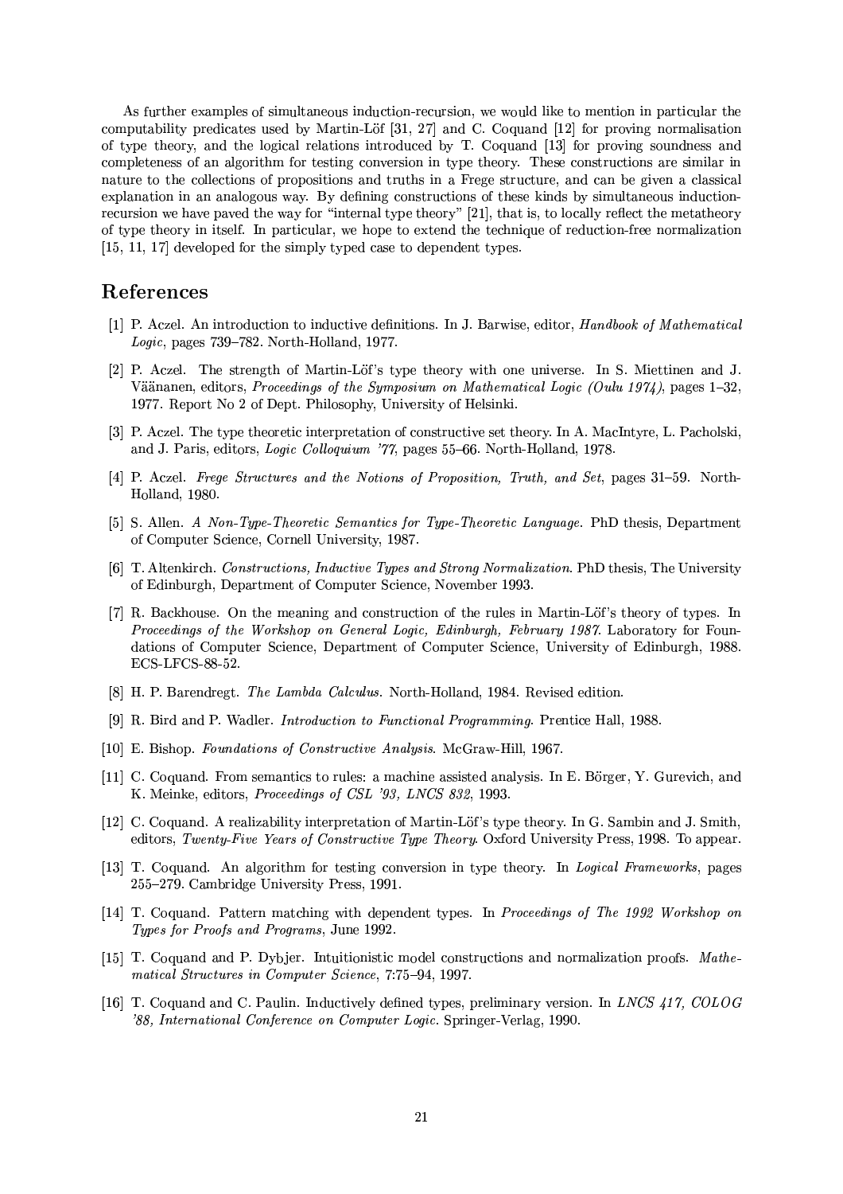As further examples of simultaneous induction-recursion, we would like to mention in particular the computability predicates used by Martin-Löf [31, 27] and C. Coquand [12] for proving normalisation of type theory, and the logical relations introduced by T. Coquand [13] for proving soundness and completeness of an algorithm for testing conversion in type theory. These constructions are similar in nature to the collections of propositions and truths in a Frege structure, and can be given a classical explanation in an analogous way. By defining constructions of these kinds by simultaneous induction-recursion we have paved the way for "internal type theory" [21], that is, to locally reflect the metatheory of type theory in itself. In particular, we hope to extend the technique of reduction-free normalization [15, 11, 17] developed for the simply typed case to dependent types.

## References

[1] P. Aczel. An introduction to inductive definitions. In J. Barwise, editor, *Handbook of Mathematical Logic*, pages 739–782. North-Holland, 1977.

[2] P. Aczel. The strength of Martin-Löf's type theory with one universe. In S. Miettinen and J. Väänanen, editors, *Proceedings of the Symposium on Mathematical Logic (Oulu 1974)*, pages 1–32, 1977. Report No 2 of Dept. Philosophy, University of Helsinki.

[3] P. Aczel. The type theoretic interpretation of constructive set theory. In A. MacIntyre, L. Pacholski, and J. Paris, editors, *Logic Colloquium '77*, pages 55–66. North-Holland, 1978.

[4] P. Aczel. *Frege Structures and the Notions of Proposition, Truth, and Set*, pages 31–59. North-Holland, 1980.

[5] S. Allen. *A Non-Type-Theoretic Semantics for Type-Theoretic Language*. PhD thesis, Department of Computer Science, Cornell University, 1987.

[6] T. Altenkirch. *Constructions, Inductive Types and Strong Normalization*. PhD thesis, The University of Edinburgh, Department of Computer Science, November 1993.

[7] R. Backhouse. On the meaning and construction of the rules in Martin-Löf's theory of types. In *Proceedings of the Workshop on General Logic, Edinburgh, February 1987*. Laboratory for Foundations of Computer Science, Department of Computer Science, University of Edinburgh, 1988. ECS-LFCS-88-52.

[8] H. P. Barendregt. *The Lambda Calculus*. North-Holland, 1984. Revised edition.

[9] R. Bird and P. Wadler. *Introduction to Functional Programming*. Prentice Hall, 1988.

[10] E. Bishop. *Foundations of Constructive Analysis*. McGraw-Hill, 1967.

[11] C. Coquand. From semantics to rules: a machine assisted analysis. In E. Börger, Y. Gurevich, and K. Meinke, editors, *Proceedings of CSL '93, LNCS 832*, 1993.

[12] C. Coquand. A realizability interpretation of Martin-Löf's type theory. In G. Sambin and J. Smith, editors, *Twenty-Five Years of Constructive Type Theory*. Oxford University Press, 1998. To appear.

[13] T. Coquand. An algorithm for testing conversion in type theory. In *Logical Frameworks*, pages 255–279. Cambridge University Press, 1991.

[14] T. Coquand. Pattern matching with dependent types. In *Proceedings of The 1992 Workshop on Types for Proofs and Programs*, June 1992.

[15] T. Coquand and P. Dybjer. Intuitionistic model constructions and normalization proofs. *Mathematical Structures in Computer Science*, 7:75–94, 1997.

[16] T. Coquand and C. Paulin. Inductively defined types, preliminary version. In *LNCS 417, COLOG '88, International Conference on Computer Logic*. Springer-Verlag, 1990.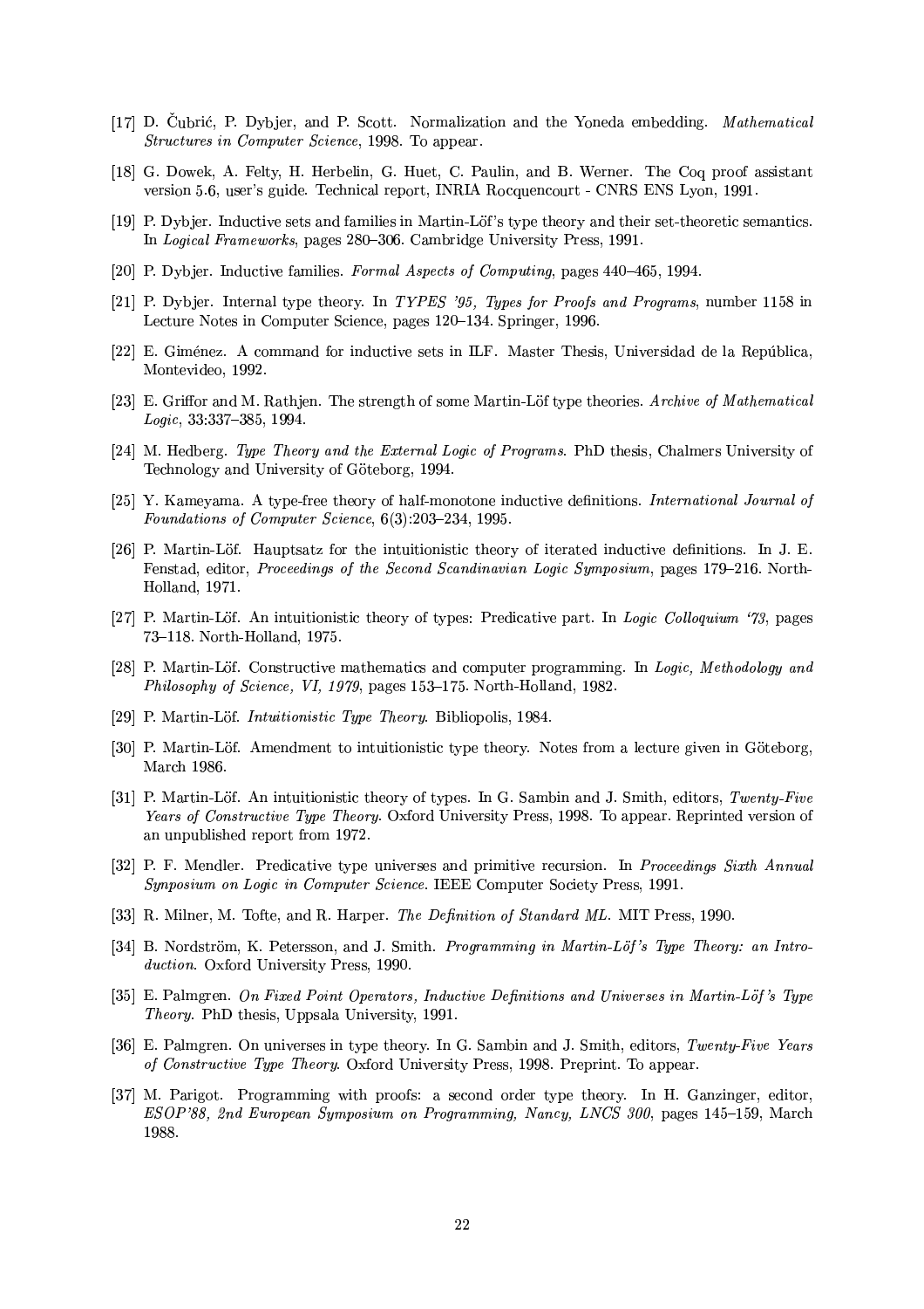[17] D. Čubrić, P. Dybjer, and P. Scott. Normalization and the Yoneda embedding. *Mathematical Structures in Computer Science*, 1998. To appear.

[18] G. Dowek, A. Felty, H. Herbelin, G. Huet, C. Paulin, and B. Werner. The Coq proof assistant version 5.6, user's guide. Technical report, INRIA Rocquencourt - CNRS ENS Lyon, 1991.

[19] P. Dybjer. Inductive sets and families in Martin-Löf's type theory and their set-theoretic semantics. In *Logical Frameworks*, pages 280–306. Cambridge University Press, 1991.

[20] P. Dybjer. Inductive families. *Formal Aspects of Computing*, pages 440–465, 1994.

[21] P. Dybjer. Internal type theory. In *TYPES '95, Types for Proofs and Programs*, number 1158 in Lecture Notes in Computer Science, pages 120–134. Springer, 1996.

[22] E. Giménez. A command for inductive sets in ILF. Master Thesis, Universidad de la República, Montevideo, 1992.

[23] E. Griffor and M. Rathjen. The strength of some Martin-Löf type theories. *Archive of Mathematical Logic*, 33:337–385, 1994.

[24] M. Hedberg. *Type Theory and the External Logic of Programs*. PhD thesis, Chalmers University of Technology and University of Göteborg, 1994.

[25] Y. Kameyama. A type-free theory of half-monotone inductive definitions. *International Journal of Foundations of Computer Science*, 6(3):203–234, 1995.

[26] P. Martin-Löf. Hauptsatz for the intuitionistic theory of iterated inductive definitions. In J. E. Fenstad, editor, *Proceedings of the Second Scandinavian Logic Symposium*, pages 179–216. North-Holland, 1971.

[27] P. Martin-Löf. An intuitionistic theory of types: Predicative part. In *Logic Colloquium '73*, pages 73–118. North-Holland, 1975.

[28] P. Martin-Löf. Constructive mathematics and computer programming. In *Logic, Methodology and Philosophy of Science, VI, 1979*, pages 153–175. North-Holland, 1982.

[29] P. Martin-Löf. *Intuitionistic Type Theory*. Bibliopolis, 1984.

[30] P. Martin-Löf. Amendment to intuitionistic type theory. Notes from a lecture given in Göteborg, March 1986.

[31] P. Martin-Löf. An intuitionistic theory of types. In G. Sambin and J. Smith, editors, *Twenty-Five Years of Constructive Type Theory*. Oxford University Press, 1998. To appear. Reprinted version of an unpublished report from 1972.

[32] P. F. Mendler. Predicative type universes and primitive recursion. In *Proceedings Sixth Annual Symposium on Logic in Computer Science*. IEEE Computer Society Press, 1991.

[33] R. Milner, M. Tofte, and R. Harper. *The Definition of Standard ML*. MIT Press, 1990.

[34] B. Nordström, K. Petersson, and J. Smith. *Programming in Martin-Löf's Type Theory: an Introduction*. Oxford University Press, 1990.

[35] E. Palmgren. *On Fixed Point Operators, Inductive Definitions and Universes in Martin-Löf's Type Theory*. PhD thesis, Uppsala University, 1991.

[36] E. Palmgren. On universes in type theory. In G. Sambin and J. Smith, editors, *Twenty-Five Years of Constructive Type Theory*. Oxford University Press, 1998. Preprint. To appear.

[37] M. Parigot. Programming with proofs: a second order type theory. In H. Ganzinger, editor, *ESOP'88, 2nd European Symposium on Programming, Nancy, LNCS 300*, pages 145–159, March 1988.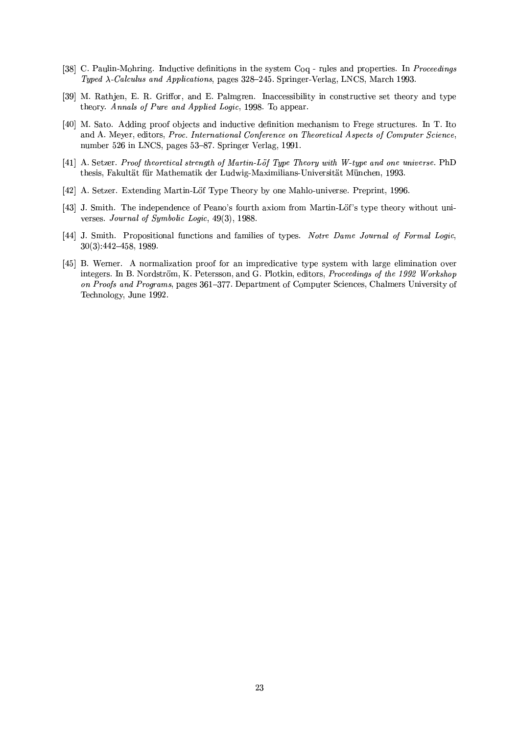[38] C. Paulin-Mohring. Inductive definitions in the system Coq - rules and properties. In *Proceedings Typed $\lambda$-Calculus and Applications*, pages 328–245. Springer-Verlag, LNCS, March 1993.

[39] M. Rathjen, E. R. Griffor, and E. Palmgren. Inaccessibility in constructive set theory and type theory. *Annals of Pure and Applied Logic*, 1998. To appear.

[40] M. Sato. Adding proof objects and inductive definition mechanism to Frege structures. In T. Ito and A. Meyer, editors, *Proc. International Conference on Theoretical Aspects of Computer Science*, number 526 in LNCS, pages 53–87. Springer Verlag, 1991.

[41] A. Setzer. *Proof theoretical strength of Martin-Löf Type Theory with W-type and one universe*. PhD thesis, Fakultät für Mathematik der Ludwig-Maximilians-Universität München, 1993.

[42] A. Setzer. Extending Martin-Löf Type Theory by one Mahlo-universe. Preprint, 1996.

[43] J. Smith. The independence of Peano's fourth axiom from Martin-Löf's type theory without universes. *Journal of Symbolic Logic*, 49(3), 1988.

[44] J. Smith. Propositional functions and families of types. *Notre Dame Journal of Formal Logic*, 30(3):442–458, 1989.

[45] B. Werner. A normalization proof for an impredicative type system with large elimination over integers. In B. Nordström, K. Petersson, and G. Plotkin, editors, *Proceedings of the 1992 Workshop on Proofs and Programs*, pages 361–377. Department of Computer Sciences, Chalmers University of Technology, June 1992.